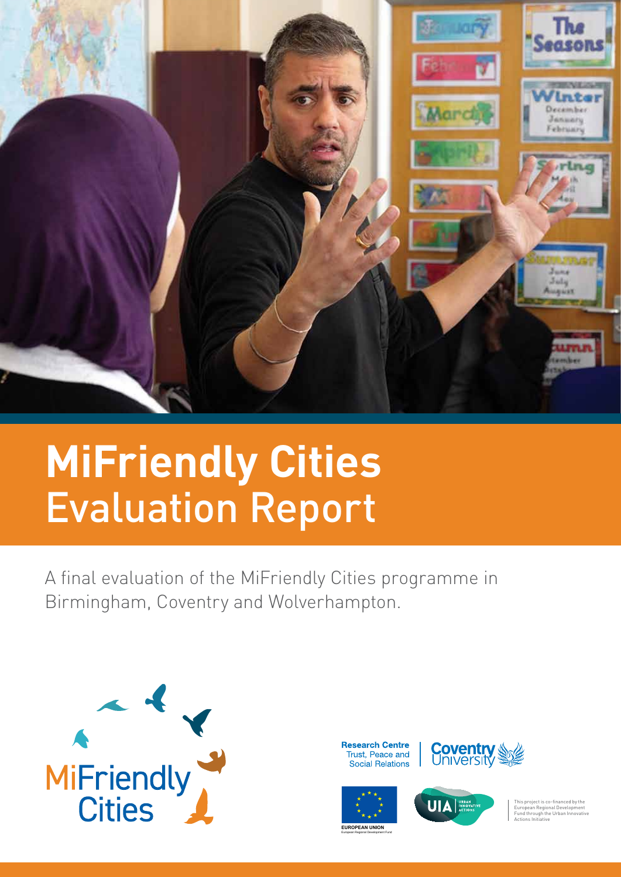# MiFriendly Cities
## Evaluation Report

A final evaluation of the MiFriendly Cities programme in Birmingham, Coventry and Wolverhampton.

MiFriendly Cities

Research Centre Trust, Peace and Social Relations | Coventry University

EUROPEAN UNION European Regional Development Fund

UIA Urban Innovative Actions

This project is co-financed by the European Regional Development Fund through the Urban Innovative Actions Initiative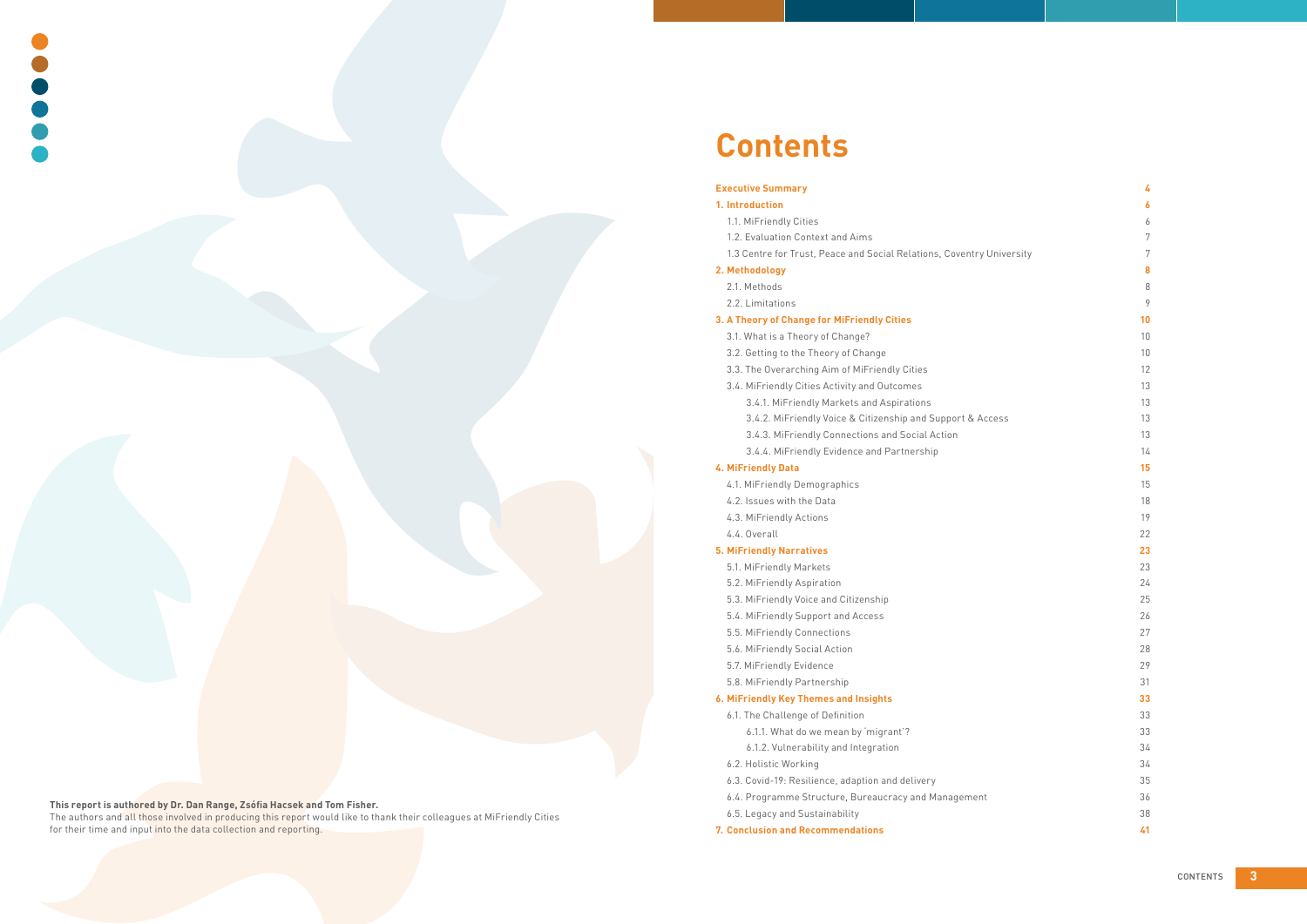# Contents

| | |
|---|---|
| **Executive Summary** | **4** |
| **1. Introduction** | **6** |
| 1.1. MiFriendly Cities | 6 |
| 1.2. Evaluation Context and Aims | 7 |
| 1.3 Centre for Trust, Peace and Social Relations, Coventry University | 7 |
| **2. Methodology** | **8** |
| 2.1. Methods | 8 |
| 2.2. Limitations | 9 |
| **3. A Theory of Change for MiFriendly Cities** | **10** |
| 3.1. What is a Theory of Change? | 10 |
| 3.2. Getting to the Theory of Change | 10 |
| 3.3. The Overarching Aim of MiFriendly Cities | 12 |
| 3.4. MiFriendly Cities Activity and Outcomes | 13 |
| 3.4.1. MiFriendly Markets and Aspirations | 13 |
| 3.4.2. MiFriendly Voice & Citizenship and Support & Access | 13 |
| 3.4.3. MiFriendly Connections and Social Action | 13 |
| 3.4.4. MiFriendly Evidence and Partnership | 14 |
| **4. MiFriendly Data** | **15** |
| 4.1. MiFriendly Demographics | 15 |
| 4.2. Issues with the Data | 18 |
| 4.3. MiFriendly Actions | 19 |
| 4.4. Overall | 22 |
| **5. MiFriendly Narratives** | **23** |
| 5.1. MiFriendly Markets | 23 |
| 5.2. MiFriendly Aspiration | 24 |
| 5.3. MiFriendly Voice and Citizenship | 25 |
| 5.4. MiFriendly Support and Access | 26 |
| 5.5. MiFriendly Connections | 27 |
| 5.6. MiFriendly Social Action | 28 |
| 5.7. MiFriendly Evidence | 29 |
| 5.8. MiFriendly Partnership | 31 |
| **6. MiFriendly Key Themes and Insights** | **33** |
| 6.1. The Challenge of Definition | 33 |
| 6.1.1. What do we mean by 'migrant'? | 33 |
| 6.1.2. Vulnerability and Integration | 34 |
| 6.2. Holistic Working | 34 |
| 6.3. Covid-19: Resilience, adaption and delivery | 35 |
| 6.4. Programme Structure, Bureaucracy and Management | 36 |
| 6.5. Legacy and Sustainability | 38 |
| **7. Conclusion and Recommendations** | **41** |

**This report is authored by Dr. Dan Range, Zsófia Hacsek and Tom Fisher.**
The authors and all those involved in producing this report would like to thank their colleagues at MiFriendly Cities for their time and input into the data collection and reporting.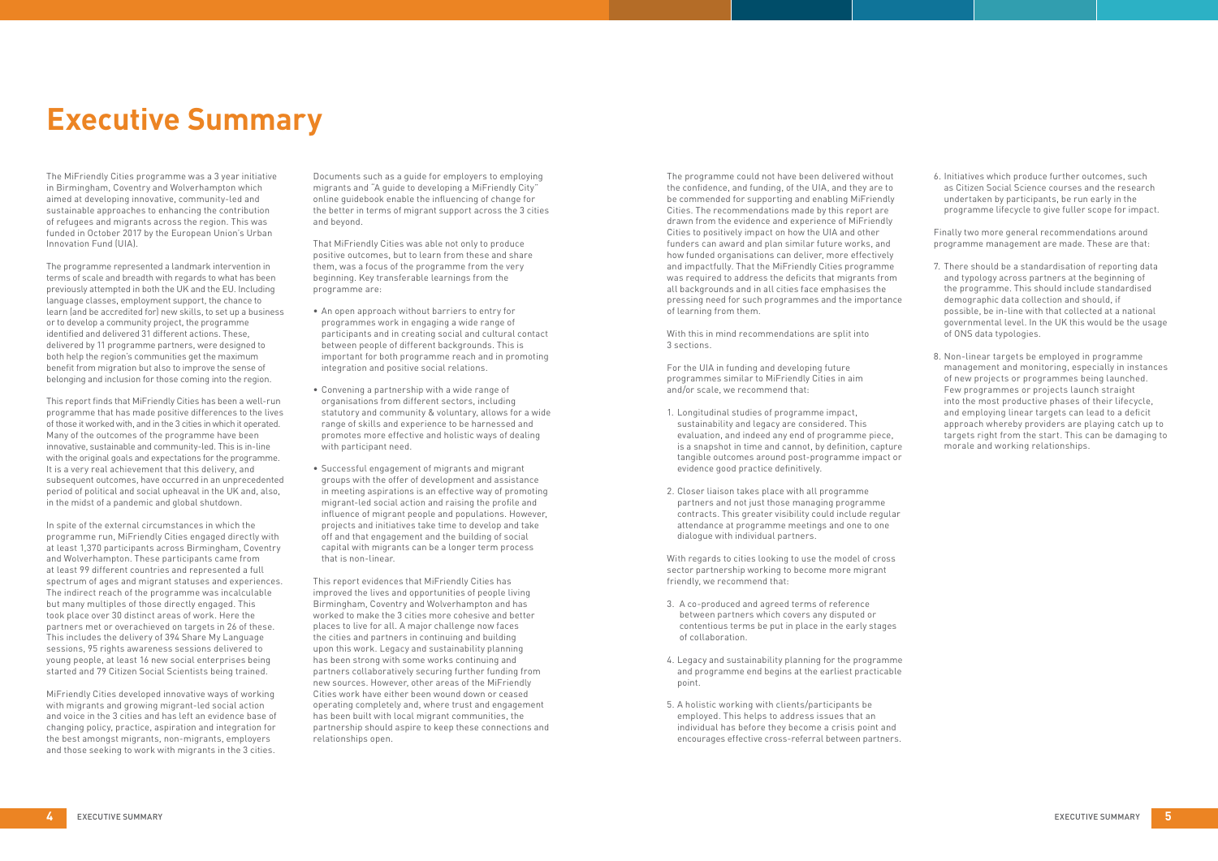# Executive Summary

The MiFriendly Cities programme was a 3 year initiative in Birmingham, Coventry and Wolverhampton which aimed at developing innovative, community-led and sustainable approaches to enhancing the contribution of refugees and migrants across the region. This was funded in October 2017 by the European Union's Urban Innovation Fund (UIA).

The programme represented a landmark intervention in terms of scale and breadth with regards to what has been previously attempted in both the UK and the EU. Including language classes, employment support, the chance to learn (and be accredited for) new skills, to set up a business or to develop a community project, the programme identified and delivered 31 different actions. These, delivered by 11 programme partners, were designed to both help the region's communities get the maximum benefit from migration but also to improve the sense of belonging and inclusion for those coming into the region.

This report finds that MiFriendly Cities has been a well-run programme that has made positive differences to the lives of those it worked with, and in the 3 cities in which it operated. Many of the outcomes of the programme have been innovative, sustainable and community-led. This is in-line with the original goals and expectations for the programme. It is a very real achievement that this delivery, and subsequent outcomes, have occurred in an unprecedented period of political and social upheaval in the UK and, also, in the midst of a pandemic and global shutdown.

In spite of the external circumstances in which the programme run, MiFriendly Cities engaged directly with at least 1,370 participants across Birmingham, Coventry and Wolverhampton. These participants came from at least 99 different countries and represented a full spectrum of ages and migrant statuses and experiences. The indirect reach of the programme was incalculable but many multiples of those directly engaged. This took place over 30 distinct areas of work. Here the partners met or overachieved on targets in 26 of these. This includes the delivery of 394 Share My Language sessions, 95 rights awareness sessions delivered to young people, at least 16 new social enterprises being started and 79 Citizen Social Scientists being trained.

MiFriendly Cities developed innovative ways of working with migrants and growing migrant-led social action and voice in the 3 cities and has left an evidence base of changing policy, practice, aspiration and integration for the best amongst migrants, non-migrants, employers and those seeking to work with migrants in the 3 cities.

Documents such as a guide for employers to employing migrants and "A guide to developing a MiFriendly City" online guidebook enable the influencing of change for the better in terms of migrant support across the 3 cities and beyond.

That MiFriendly Cities was able not only to produce positive outcomes, but to learn from these and share them, was a focus of the programme from the very beginning. Key transferable learnings from the programme are:

- An open approach without barriers to entry for programmes work in engaging a wide range of participants and in creating social and cultural contact between people of different backgrounds. This is important for both programme reach and in promoting integration and positive social relations.
- Convening a partnership with a wide range of organisations from different sectors, including statutory and community & voluntary, allows for a wide range of skills and experience to be harnessed and promotes more effective and holistic ways of dealing with participant need.
- Successful engagement of migrants and migrant groups with the offer of development and assistance in meeting aspirations is an effective way of promoting migrant-led social action and raising the profile and influence of migrant people and populations. However, projects and initiatives take time to develop and take off and that engagement and the building of social capital with migrants can be a longer term process that is non-linear.

This report evidences that MiFriendly Cities has improved the lives and opportunities of people living Birmingham, Coventry and Wolverhampton and has worked to make the 3 cities more cohesive and better places to live for all. A major challenge now faces the cities and partners in continuing and building upon this work. Legacy and sustainability planning has been strong with some works continuing and partners collaboratively securing further funding from new sources. However, other areas of the MiFriendly Cities work have either been wound down or ceased operating completely and, where trust and engagement has been built with local migrant communities, the partnership should aspire to keep these connections and relationships open.

The programme could not have been delivered without the confidence, and funding, of the UIA, and they are to be commended for supporting and enabling MiFriendly Cities. The recommendations made by this report are drawn from the evidence and experience of MiFriendly Cities to positively impact on how the UIA and other funders can award and plan similar future works, and how funded organisations can deliver, more effectively and impactfully. That the MiFriendly Cities programme was required to address the deficits that migrants from all backgrounds and in all cities face emphasises the pressing need for such programmes and the importance of learning from them.

With this in mind recommendations are split into 3 sections.

For the UIA in funding and developing future programmes similar to MiFriendly Cities in aim and/or scale, we recommend that:

1. Longitudinal studies of programme impact, sustainability and legacy are considered. This evaluation, and indeed any end of programme piece, is a snapshot in time and cannot, by definition, capture tangible outcomes around post-programme impact or evidence good practice definitively.
2. Closer liaison takes place with all programme partners and not just those managing programme contracts. This greater visibility could include regular attendance at programme meetings and one to one dialogue with individual partners.

With regards to cities looking to use the model of cross sector partnership working to become more migrant friendly, we recommend that:

3. A co-produced and agreed terms of reference between partners which covers any disputed or contentious terms be put in place in the early stages of collaboration.
4. Legacy and sustainability planning for the programme and programme end begins at the earliest practicable point.
5. A holistic working with clients/participants be employed. This helps to address issues that an individual has before they become a crisis point and encourages effective cross-referral between partners.
6. Initiatives which produce further outcomes, such as Citizen Social Science courses and the research undertaken by participants, be run early in the programme lifecycle to give fuller scope for impact.

Finally two more general recommendations around programme management are made. These are that:

7. There should be a standardisation of reporting data and typology across partners at the beginning of the programme. This should include standardised demographic data collection and should, if possible, be in-line with that collected at a national governmental level. In the UK this would be the usage of ONS data typologies.
8. Non-linear targets be employed in programme management and monitoring, especially in instances of new projects or programmes being launched. Few programmes or projects launch straight into the most productive phases of their lifecycle, and employing linear targets can lead to a deficit approach whereby providers are playing catch up to targets right from the start. This can be damaging to morale and working relationships.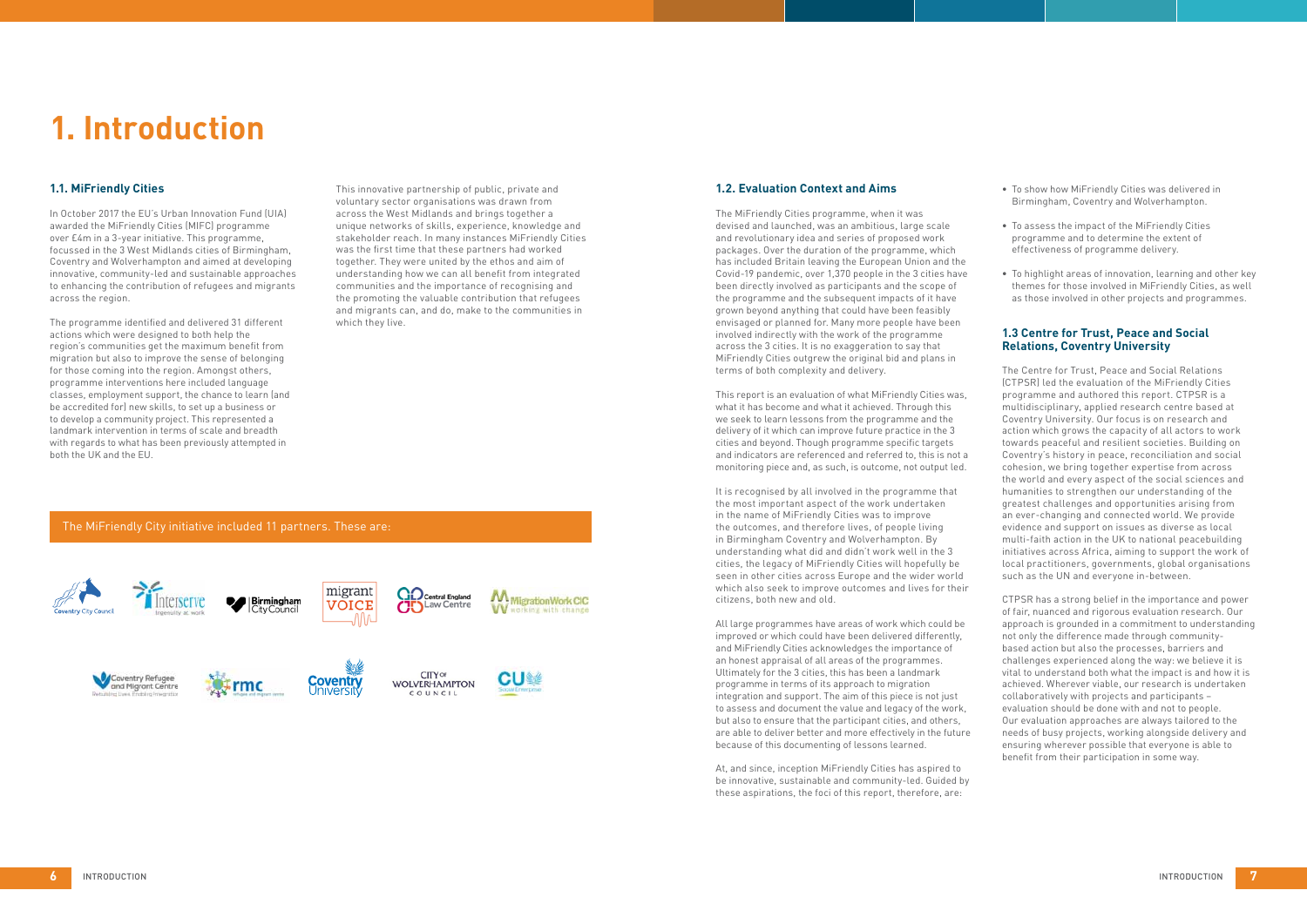# 1. Introduction

## 1.1. MiFriendly Cities

In October 2017 the EU's Urban Innovation Fund (UIA) awarded the MiFriendly Cities (MIFC) programme over £4m in a 3-year initiative. This programme, focussed in the 3 West Midlands cities of Birmingham, Coventry and Wolverhampton and aimed at developing innovative, community-led and sustainable approaches to enhancing the contribution of refugees and migrants across the region.

The programme identified and delivered 31 different actions which were designed to both help the region's communities get the maximum benefit from migration but also to improve the sense of belonging for those coming into the region. Amongst others, programme interventions here included language classes, employment support, the chance to learn (and be accredited for) new skills, to set up a business or to develop a community project. This represented a landmark intervention in terms of scale and breadth with regards to what has been previously attempted in both the UK and the EU.

This innovative partnership of public, private and voluntary sector organisations was drawn from across the West Midlands and brings together a unique networks of skills, experience, knowledge and stakeholder reach. In many instances MiFriendly Cities was the first time that these partners had worked together. They were united by the ethos and aim of understanding how we can all benefit from integrated communities and the importance of recognising and the promoting the valuable contribution that refugees and migrants can, and do, make to the communities in which they live.

The MiFriendly City initiative included 11 partners. These are:

## 1.2. Evaluation Context and Aims

The MiFriendly Cities programme, when it was devised and launched, was an ambitious, large scale and revolutionary idea and series of proposed work packages. Over the duration of the programme, which has included Britain leaving the European Union and the Covid-19 pandemic, over 1,370 people in the 3 cities have been directly involved as participants and the scope of the programme and the subsequent impacts of it have grown beyond anything that could have been feasibly envisaged or planned for. Many more people have been involved indirectly with the work of the programme across the 3 cities. It is no exaggeration to say that MiFriendly Cities outgrew the original bid and plans in terms of both complexity and delivery.

This report is an evaluation of what MiFriendly Cities was, what it has become and what it achieved. Through this we seek to learn lessons from the programme and the delivery of it which can improve future practice in the 3 cities and beyond. Though programme specific targets and indicators are referenced and referred to, this is not a monitoring piece and, as such, is outcome, not output led.

It is recognised by all involved in the programme that the most important aspect of the work undertaken in the name of MiFriendly Cities was to improve the outcomes, and therefore lives, of people living in Birmingham Coventry and Wolverhampton. By understanding what did and didn't work well in the 3 cities, the legacy of MiFriendly Cities will hopefully be seen in other cities across Europe and the wider world which also seek to improve outcomes and lives for their citizens, both new and old.

All large programmes have areas of work which could be improved or which could have been delivered differently, and MiFriendly Cities acknowledges the importance of an honest appraisal of all areas of the programmes. Ultimately for the 3 cities, this has been a landmark programme in terms of its approach to migration integration and support. The aim of this piece is not just to assess and document the value and legacy of the work, but also to ensure that the participant cities, and others, are able to deliver better and more effectively in the future because of this documenting of lessons learned.

At, and since, inception MiFriendly Cities has aspired to be innovative, sustainable and community-led. Guided by these aspirations, the foci of this report, therefore, are:

- To show how MiFriendly Cities was delivered in Birmingham, Coventry and Wolverhampton.
- To assess the impact of the MiFriendly Cities programme and to determine the extent of effectiveness of programme delivery.
- To highlight areas of innovation, learning and other key themes for those involved in MiFriendly Cities, as well as those involved in other projects and programmes.

## 1.3 Centre for Trust, Peace and Social Relations, Coventry University

The Centre for Trust, Peace and Social Relations (CTPSR) led the evaluation of the MiFriendly Cities programme and authored this report. CTPSR is a multidisciplinary, applied research centre based at Coventry University. Our focus is on research and action which grows the capacity of all actors to work towards peaceful and resilient societies. Building on Coventry's history in peace, reconciliation and social cohesion, we bring together expertise from across the world and every aspect of the social sciences and humanities to strengthen our understanding of the greatest challenges and opportunities arising from an ever-changing and connected world. We provide evidence and support on issues as diverse as local multi-faith action in the UK to national peacebuilding initiatives across Africa, aiming to support the work of local practitioners, governments, global organisations such as the UN and everyone in-between.

CTPSR has a strong belief in the importance and power of fair, nuanced and rigorous evaluation research. Our approach is grounded in a commitment to understanding not only the difference made through community-based action but also the processes, barriers and challenges experienced along the way: we believe it is vital to understand both what the impact is and how it is achieved. Wherever viable, our research is undertaken collaboratively with projects and participants – evaluation should be done with and not to people. Our evaluation approaches are always tailored to the needs of busy projects, working alongside delivery and ensuring wherever possible that everyone is able to benefit from their participation in some way.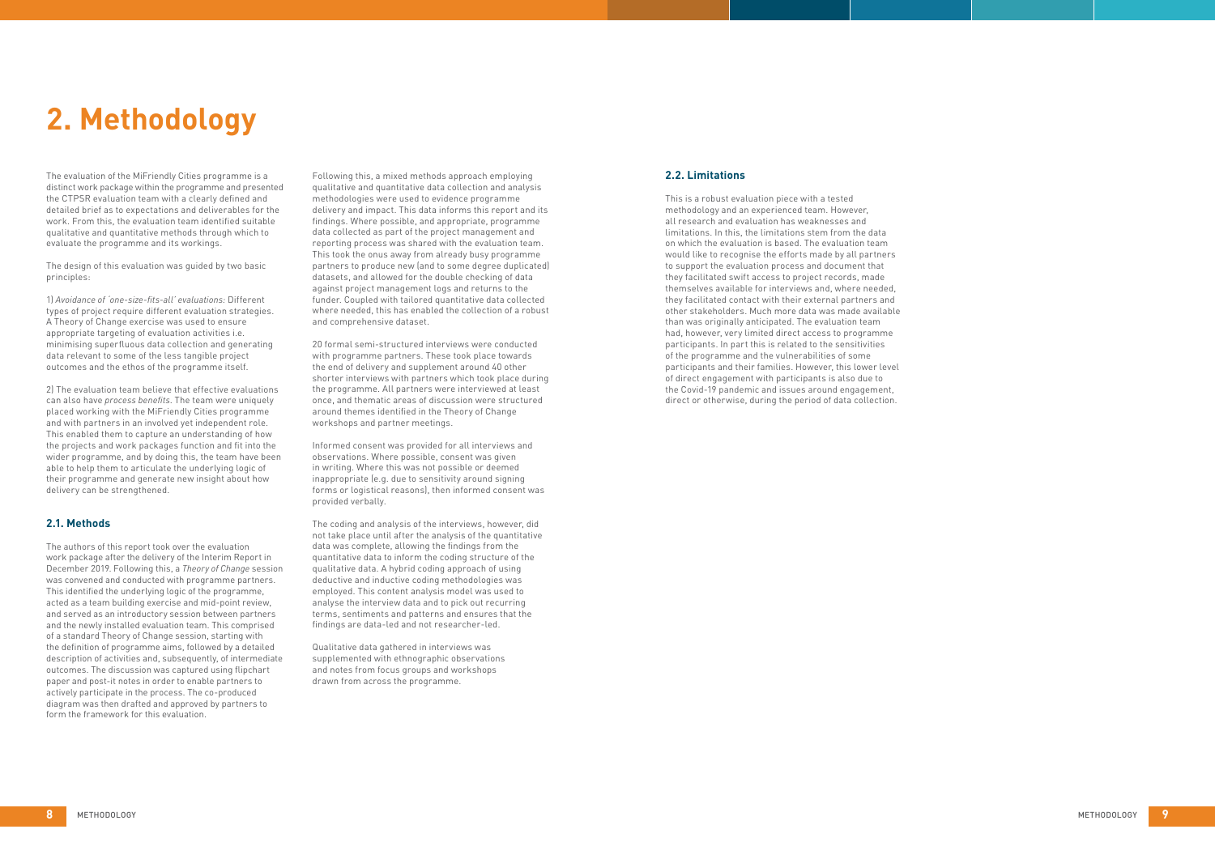# 2. Methodology

The evaluation of the MiFriendly Cities programme is a distinct work package within the programme and presented the CTPSR evaluation team with a clearly defined and detailed brief as to expectations and deliverables for the work. From this, the evaluation team identified suitable qualitative and quantitative methods through which to evaluate the programme and its workings.

The design of this evaluation was guided by two basic principles:

1) *Avoidance of 'one-size-fits-all' evaluations:* Different types of project require different evaluation strategies. A Theory of Change exercise was used to ensure appropriate targeting of evaluation activities i.e. minimising superfluous data collection and generating data relevant to some of the less tangible project outcomes and the ethos of the programme itself.

2) The evaluation team believe that effective evaluations can also have *process benefits*. The team were uniquely placed working with the MiFriendly Cities programme and with partners in an involved yet independent role. This enabled them to capture an understanding of how the projects and work packages function and fit into the wider programme, and by doing this, the team have been able to help them to articulate the underlying logic of their programme and generate new insight about how delivery can be strengthened.

## 2.1. Methods

The authors of this report took over the evaluation work package after the delivery of the Interim Report in December 2019. Following this, a *Theory of Change* session was convened and conducted with programme partners. This identified the underlying logic of the programme, acted as a team building exercise and mid-point review, and served as an introductory session between partners and the newly installed evaluation team. This comprised of a standard Theory of Change session, starting with the definition of programme aims, followed by a detailed description of activities and, subsequently, of intermediate outcomes. The discussion was captured using flipchart paper and post-it notes in order to enable partners to actively participate in the process. The co-produced diagram was then drafted and approved by partners to form the framework for this evaluation.

Following this, a mixed methods approach employing qualitative and quantitative data collection and analysis methodologies were used to evidence programme delivery and impact. This data informs this report and its findings. Where possible, and appropriate, programme data collected as part of the project management and reporting process was shared with the evaluation team. This took the onus away from already busy programme partners to produce new (and to some degree duplicated) datasets, and allowed for the double checking of data against project management logs and returns to the funder. Coupled with tailored quantitative data collected where needed, this has enabled the collection of a robust and comprehensive dataset.

20 formal semi-structured interviews were conducted with programme partners. These took place towards the end of delivery and supplement around 40 other shorter interviews with partners which took place during the programme. All partners were interviewed at least once, and thematic areas of discussion were structured around themes identified in the Theory of Change workshops and partner meetings.

Informed consent was provided for all interviews and observations. Where possible, consent was given in writing. Where this was not possible or deemed inappropriate (e.g. due to sensitivity around signing forms or logistical reasons), then informed consent was provided verbally.

The coding and analysis of the interviews, however, did not take place until after the analysis of the quantitative data was complete, allowing the findings from the quantitative data to inform the coding structure of the qualitative data. A hybrid coding approach of using deductive and inductive coding methodologies was employed. This content analysis model was used to analyse the interview data and to pick out recurring terms, sentiments and patterns and ensures that the findings are data-led and not researcher-led.

Qualitative data gathered in interviews was supplemented with ethnographic observations and notes from focus groups and workshops drawn from across the programme.

## 2.2. Limitations

This is a robust evaluation piece with a tested methodology and an experienced team. However, all research and evaluation has weaknesses and limitations. In this, the limitations stem from the data on which the evaluation is based. The evaluation team would like to recognise the efforts made by all partners to support the evaluation process and document that they facilitated swift access to project records, made themselves available for interviews and, where needed, they facilitated contact with their external partners and other stakeholders. Much more data was made available than was originally anticipated. The evaluation team had, however, very limited direct access to programme participants. In part this is related to the sensitivities of the programme and the vulnerabilities of some participants and their families. However, this lower level of direct engagement with participants is also due to the Covid-19 pandemic and issues around engagement, direct or otherwise, during the period of data collection.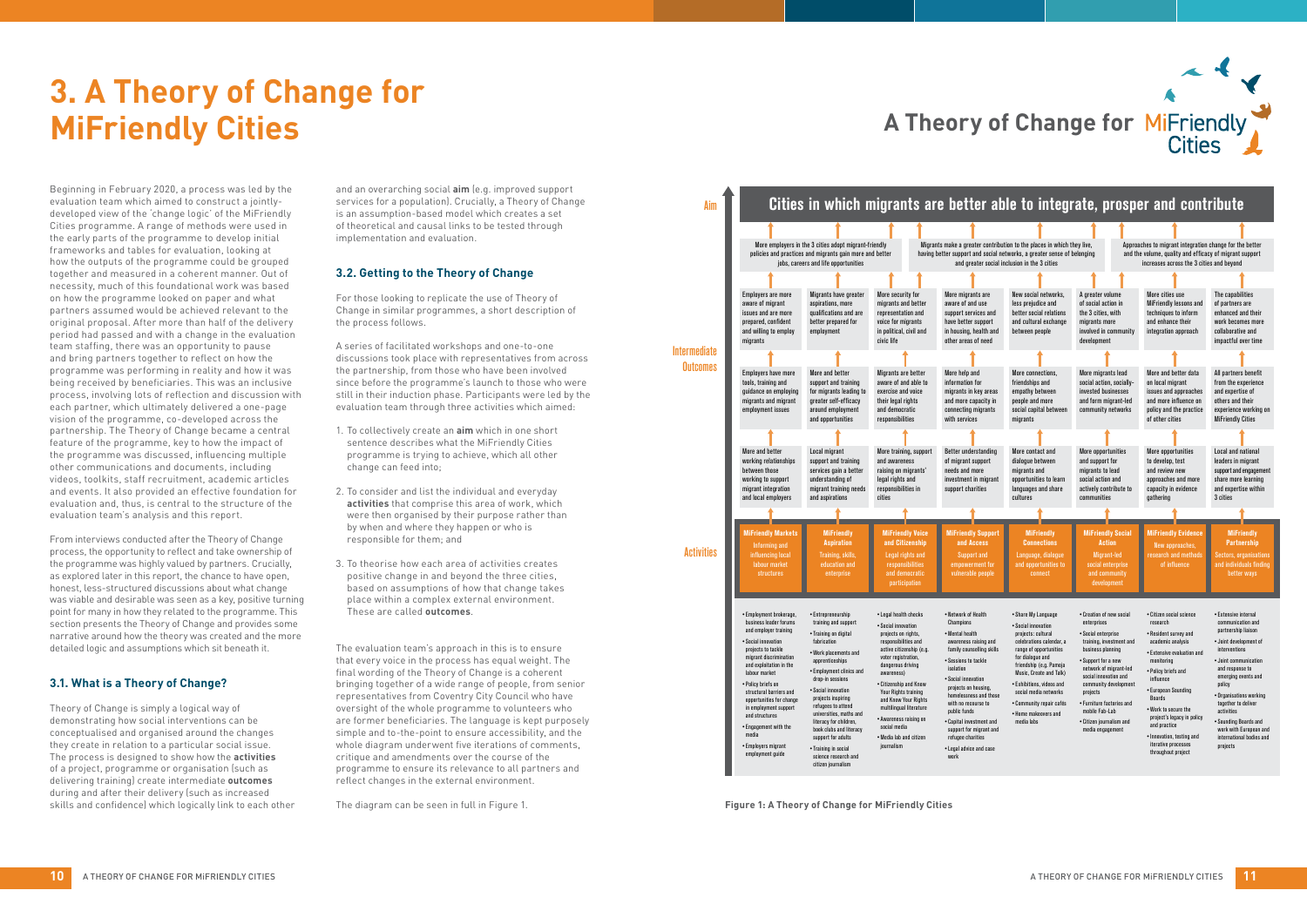# 3. A Theory of Change for MiFriendly Cities

Beginning in February 2020, a process was led by the evaluation team which aimed to construct a jointly-developed view of the 'change logic' of the MiFriendly Cities programme. A range of methods were used in the early parts of the programme to develop initial frameworks and tables for evaluation, looking at how the outputs of the programme could be grouped together and measured in a coherent manner. Out of necessity, much of this foundational work was based on how the programme looked on paper and what partners assumed would be achieved relevant to the original proposal. After more than half of the delivery period had passed and with a change in the evaluation team staffing, there was an opportunity to pause and bring partners together to reflect on how the programme was performing in reality and how it was being received by beneficiaries. This was an inclusive process, involving lots of reflection and discussion with each partner, which ultimately delivered a one-page vision of the programme, co-developed across the partnership. The Theory of Change became a central feature of the programme, key to how the impact of the programme was discussed, influencing multiple other communications and documents, including videos, toolkits, staff recruitment, academic articles and events. It also provided an effective foundation for evaluation and, thus, is central to the structure of the evaluation team's analysis and this report.

From interviews conducted after the Theory of Change process, the opportunity to reflect and take ownership of the programme was highly valued by partners. Crucially, as explored later in this report, the chance to have open, honest, less-structured discussions about what change was viable and desirable was seen as a key, positive turning point for many in how they related to the programme. This section presents the Theory of Change and provides some narrative around how the theory was created and the more detailed logic and assumptions which sit beneath it.

## 3.1. What is a Theory of Change?

Theory of Change is simply a logical way of demonstrating how social interventions can be conceptualised and organised around the changes they create in relation to a particular social issue. The process is designed to show how the **activities** of a project, programme or organisation (such as delivering training) create intermediate **outcomes** during and after their delivery (such as increased skills and confidence) which logically link to each other and an overarching social **aim** (e.g. improved support services for a population). Crucially, a Theory of Change is an assumption-based model which creates a set of theoretical and causal links to be tested through implementation and evaluation.

## 3.2. Getting to the Theory of Change

For those looking to replicate the use of Theory of Change in similar programmes, a short description of the process follows.

A series of facilitated workshops and one-to-one discussions took place with representatives from across the partnership, from those who have been involved since before the programme's launch to those who were still in their induction phase. Participants were led by the evaluation team through three activities which aimed:

1. To collectively create an **aim** which in one short sentence describes what the MiFriendly Cities programme is trying to achieve, which all other change can feed into;
2. To consider and list the individual and everyday **activities** that comprise this area of work, which were then organised by their purpose rather than by when and where they happen or who is responsible for them; and
3. To theorise how each area of activities creates positive change in and beyond the three cities, based on assumptions of how that change takes place within a complex external environment. These are called **outcomes**.

The evaluation team's approach in this is to ensure that every voice in the process has equal weight. The final wording of the Theory of Change is a coherent bringing together of a wide range of people, from senior representatives from Coventry City Council who have oversight of the whole programme to volunteers who are former beneficiaries. The language is kept purposely simple and to-the-point to ensure accessibility, and the whole diagram underwent five iterations of comments, critique and amendments over the course of the programme to ensure its relevance to all partners and reflect changes in the external environment.

The diagram can be seen in full in Figure 1.

## A Theory of Change for MiFriendly Cities

**Aim:** Cities in which migrants are better able to integrate, prosper and contribute

**Intermediate Outcomes (higher level):**

- More employers in the 3 cities adopt migrant-friendly policies and practices and migrants gain more and better jobs, careers and life opportunities
- Migrants make a greater contribution to the places in which they live, having better support and social networks, a greater sense of belonging and greater social inclusion in the 3 cities
- Approaches to migrant integration change for the better and the volume, quality and efficacy of migrant support increases across the 3 cities and beyond

| MiFriendly Markets | MiFriendly Aspiration | MiFriendly Voice and Citizenship | MiFriendly Support and Access | MiFriendly Connections | MiFriendly Social Action | MiFriendly Evidence | MiFriendly Partnership |
|---|---|---|---|---|---|---|---|
| Employers are more aware of migrant issues and are more prepared, confident and willing to employ migrants | Migrants have greater aspirations, more qualifications and are better prepared for employment | More security for migrants and better representation and voice for migrants in political, civil and civic life | More migrants are aware of and use support services and have better support in housing, health and other areas of need | New social networks, less prejudice and better social relations and cultural exchange between people | A greater volume of social action in the 3 cities, with migrants more involved in community development | More cities use MiFriendly lessons and techniques to inform and enhance their integration approach | The capabilities of partners are enhanced and their work becomes more collaborative and impactful over time |
| Employers have more tools, training and guidance on employing migrants and migrant employment issues | More and better support and training for migrants leading to greater self-efficacy around employment and opportunities | Migrants are better aware of and able to exercise and voice their legal rights and democratic responsibilities | More help and information for migrants in key areas and more capacity in connecting migrants with services | More connections, friendships and empathy between people and more social capital between migrants | More migrants lead social action, socially-invested businesses and form migrant-led community networks | More and better data on local migrant issues and approaches and more influence on policy and the practice of other cities | All partners benefit from the experience and expertise of others and their experience working on MiFriendly Cities |
| More and better working relationships between those working to support migrant integration and local employers | Local migrant support and training services gain a better understanding of migrant training needs and aspirations | More training, support and awareness raising on migrants' legal rights and responsibilities in cities | Better understanding of migrant support needs and more investment in migrant support charities | More contact and dialogue between migrants and opportunities to learn languages and share cultures | More opportunities and support for migrants to lead social action and actively contribute to communities | More opportunities to develop, test and review new approaches and more capacity in evidence gathering | Local and national leaders in migrant support and engagement share more learning and expertise within 3 cities |
| **Activities:** Informing and influencing local labour market structures | Training, skills, education and enterprise | Legal rights and responsibilities and democratic participation | Support and empowerment for vulnerable people | Language, dialogue and opportunities to connect | Migrant-led social enterprise and community development | New approaches, research and methods of influence | Sectors, organisations and individuals finding better ways |
| • Employment brokerage, business leader forums and employer training<br>• Social innovation projects to tackle migrant discrimination and exploitation in the labour market<br>• Policy briefs on structural barriers and opportunities for change in employment support and structures<br>• Engagement with the media<br>• Employers migrant employment guide | • Entrepreneurship training and support<br>• Training on digital fabrication<br>• Work placements and apprenticeships<br>• Employment clinics and drop-in sessions<br>• Social innovation projects inspiring refugees to attend universities, maths and literacy for children, book clubs and literacy support for adults<br>• Training in social science research and citizen journalism | • Legal health checks<br>• Social innovation projects on rights, responsibilities and active citizenship (e.g. voter registration, dangerous driving awareness)<br>• Citizenship and Know Your Rights training and Know Your Rights multilingual literature<br>• Awareness raising on social media<br>• Media lab and citizen journalism | • Network of Health Champions<br>• Mental health awareness raising and family counselling skills<br>• Sessions to tackle isolation<br>• Social innovation projects on housing, homelessness and those with no recourse to public funds<br>• Capital investment and support for migrant and refugee charities<br>• Legal advice and case work | • Share My Language<br>• Social innovation projects: cultural celebrations calendar, a range of opportunities for dialogue and friendship (e.g. Pamoja Music, Create and Talk)<br>• Exhibitions, videos and social media networks<br>• Community repair cafés<br>• Home makeovers and media labs | • Creation of new social enterprises<br>• Social enterprise training, investment and business planning<br>• Support for a new network of migrant-led social innovation and community development projects<br>• Furniture factories and mobile Fab-Lab<br>• Citizen journalism and media engagement | • Citizen social science research<br>• Resident survey and academic analysis<br>• Extensive evaluation and monitoring<br>• Policy briefs and influence<br>• European Sounding Boards<br>• Work to secure the project's legacy in policy and practice<br>• Innovation, testing and iterative processes throughout project | • Extensive internal communication and partnership liaison<br>• Joint development of interventions<br>• Joint communication and response to emerging events and policy<br>• Organisations working together to deliver activities<br>• Sounding Boards and work with European and international bodies and projects |

**Figure 1: A Theory of Change for MiFriendly Cities**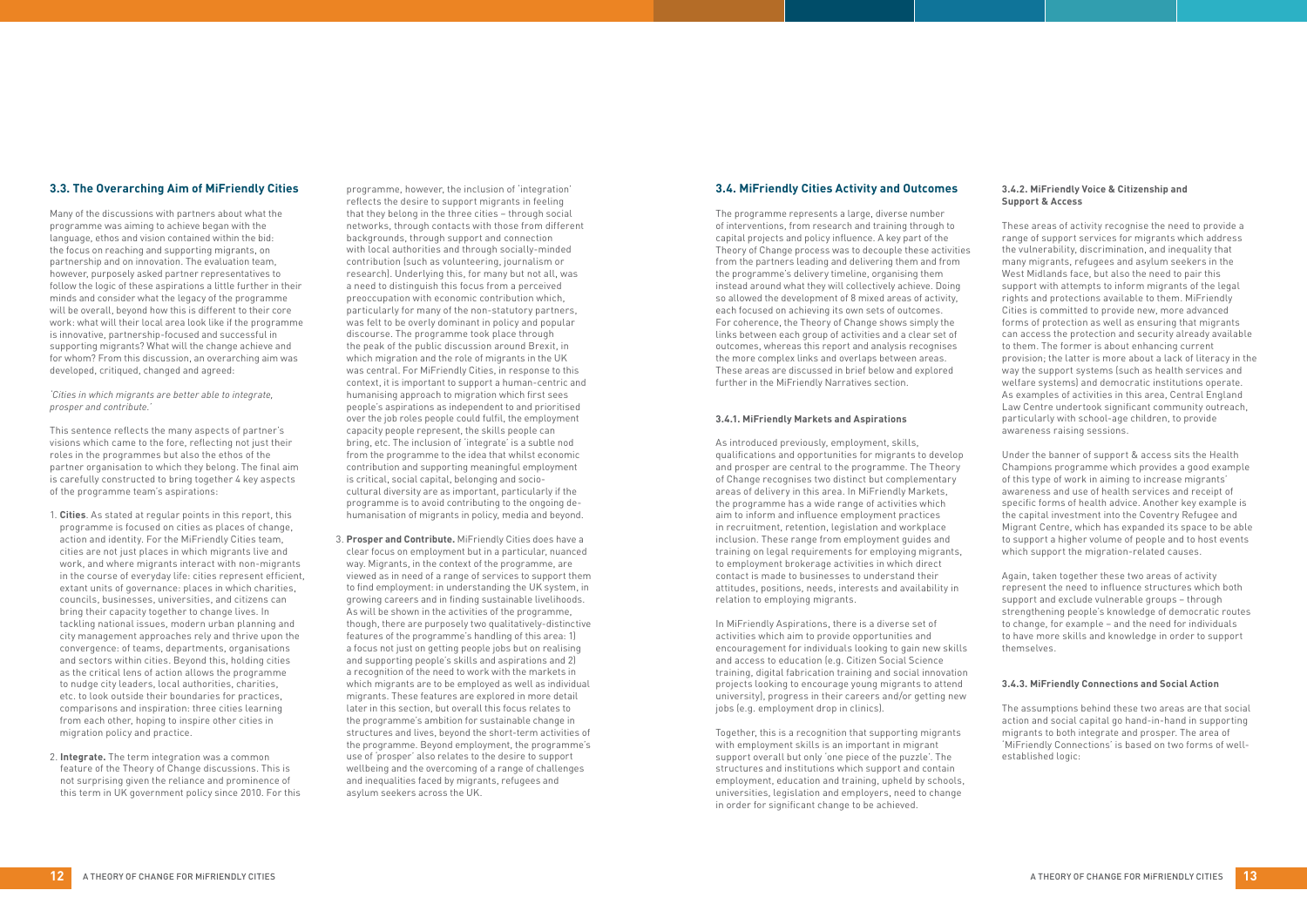### 3.3. The Overarching Aim of MiFriendly Cities

Many of the discussions with partners about what the programme was aiming to achieve began with the language, ethos and vision contained within the bid: the focus on reaching and supporting migrants, on partnership and on innovation. The evaluation team, however, purposely asked partner representatives to follow the logic of these aspirations a little further in their minds and consider what the legacy of the programme will be overall, beyond how this is different to their core work: what will their local area look like if the programme is innovative, partnership-focused and successful in supporting migrants? What will the change achieve and for whom? From this discussion, an overarching aim was developed, critiqued, changed and agreed:

*'Cities in which migrants are better able to integrate, prosper and contribute.'*

This sentence reflects the many aspects of partner's visions which came to the fore, reflecting not just their roles in the programmes but also the ethos of the partner organisation to which they belong. The final aim is carefully constructed to bring together 4 key aspects of the programme team's aspirations:

1. **Cities**. As stated at regular points in this report, this programme is focused on cities as places of change, action and identity. For the MiFriendly Cities team, cities are not just places in which migrants live and work, and where migrants interact with non-migrants in the course of everyday life: cities represent efficient, extant units of governance: places in which charities, councils, businesses, universities, and citizens can bring their capacity together to change lives. In tackling national issues, modern urban planning and city management approaches rely and thrive upon the convergence: of teams, departments, organisations and sectors within cities. Beyond this, holding cities as the critical lens of action allows the programme to nudge city leaders, local authorities, charities, etc. to look outside their boundaries for practices, comparisons and inspiration: three cities learning from each other, hoping to inspire other cities in migration policy and practice.

2. **Integrate.** The term integration was a common feature of the Theory of Change discussions. This is not surprising given the reliance and prominence of this term in UK government policy since 2010. For this programme, however, the inclusion of 'integration' reflects the desire to support migrants in feeling that they belong in the three cities – through social networks, through contacts with those from different backgrounds, through support and connection with local authorities and through socially-minded contribution (such as volunteering, journalism or research). Underlying this, for many but not all, was a need to distinguish this focus from a perceived preoccupation with economic contribution which, particularly for many of the non-statutory partners, was felt to be overly dominant in policy and popular discourse. The programme took place through the peak of the public discussion around Brexit, in which migration and the role of migrants in the UK was central. For MiFriendly Cities, in response to this context, it is important to support a human-centric and humanising approach to migration which first sees people's aspirations as independent to and prioritised over the job roles people could fulfil, the employment capacity people represent, the skills people can bring, etc. The inclusion of 'integrate' is a subtle nod from the programme to the idea that whilst economic contribution and supporting meaningful employment is critical, social capital, belonging and socio-cultural diversity are as important, particularly if the programme is to avoid contributing to the ongoing de-humanisation of migrants in policy, media and beyond.

3. **Prosper and Contribute.** MiFriendly Cities does have a clear focus on employment but in a particular, nuanced way. Migrants, in the context of the programme, are viewed as in need of a range of services to support them to find employment: in understanding the UK system, in growing careers and in finding sustainable livelihoods. As will be shown in the activities of the programme, though, there are purposely two qualitatively-distinctive features of the programme's handling of this area: 1) a focus not just on getting people jobs but on realising and supporting people's skills and aspirations and 2) a recognition of the need to work with the markets in which migrants are to be employed as well as individual migrants. These features are explored in more detail later in this section, but overall this focus relates to the programme's ambition for sustainable change in structures and lives, beyond the short-term activities of the programme. Beyond employment, the programme's use of 'prosper' also relates to the desire to support wellbeing and the overcoming of a range of challenges and inequalities faced by migrants, refugees and asylum seekers across the UK.

### 3.4. MiFriendly Cities Activity and Outcomes

The programme represents a large, diverse number of interventions, from research and training through to capital projects and policy influence. A key part of the Theory of Change process was to decouple these activities from the partners leading and delivering them and from the programme's delivery timeline, organising them instead around what they will collectively achieve. Doing so allowed the development of 8 mixed areas of activity, each focused on achieving its own sets of outcomes. For coherence, the Theory of Change shows simply the links between each group of activities and a clear set of outcomes, whereas this report and analysis recognises the more complex links and overlaps between areas. These areas are discussed in brief below and explored further in the MiFriendly Narratives section.

#### 3.4.1. MiFriendly Markets and Aspirations

As introduced previously, employment, skills, qualifications and opportunities for migrants to develop and prosper are central to the programme. The Theory of Change recognises two distinct but complementary areas of delivery in this area. In MiFriendly Markets, the programme has a wide range of activities which aim to inform and influence employment practices in recruitment, retention, legislation and workplace inclusion. These range from employment guides and training on legal requirements for employing migrants, to employment brokerage activities in which direct contact is made to businesses to understand their attitudes, positions, needs, interests and availability in relation to employing migrants.

In MiFriendly Aspirations, there is a diverse set of activities which aim to provide opportunities and encouragement for individuals looking to gain new skills and access to education (e.g. Citizen Social Science training, digital fabrication training and social innovation projects looking to encourage young migrants to attend university), progress in their careers and/or getting new jobs (e.g. employment drop in clinics).

Together, this is a recognition that supporting migrants with employment skills is an important in migrant support overall but only 'one piece of the puzzle'. The structures and institutions which support and contain employment, education and training, upheld by schools, universities, legislation and employers, need to change in order for significant change to be achieved.

#### 3.4.2. MiFriendly Voice & Citizenship and Support & Access

These areas of activity recognise the need to provide a range of support services for migrants which address the vulnerability, discrimination, and inequality that many migrants, refugees and asylum seekers in the West Midlands face, but also the need to pair this support with attempts to inform migrants of the legal rights and protections available to them. MiFriendly Cities is committed to provide new, more advanced forms of protection as well as ensuring that migrants can access the protection and security already available to them. The former is about enhancing current provision; the latter is more about a lack of literacy in the way the support systems (such as health services and welfare systems) and democratic institutions operate. As examples of activities in this area, Central England Law Centre undertook significant community outreach, particularly with school-age children, to provide awareness raising sessions.

Under the banner of support & access sits the Health Champions programme which provides a good example of this type of work in aiming to increase migrants' awareness and use of health services and receipt of specific forms of health advice. Another key example is the capital investment into the Coventry Refugee and Migrant Centre, which has expanded its space to be able to support a higher volume of people and to host events which support the migration-related causes.

Again, taken together these two areas of activity represent the need to influence structures which both support and exclude vulnerable groups – through strengthening people's knowledge of democratic routes to change, for example – and the need for individuals to have more skills and knowledge in order to support themselves.

#### 3.4.3. MiFriendly Connections and Social Action

The assumptions behind these two areas are that social action and social capital go hand-in-hand in supporting migrants to both integrate and prosper. The area of 'MiFriendly Connections' is based on two forms of well-established logic: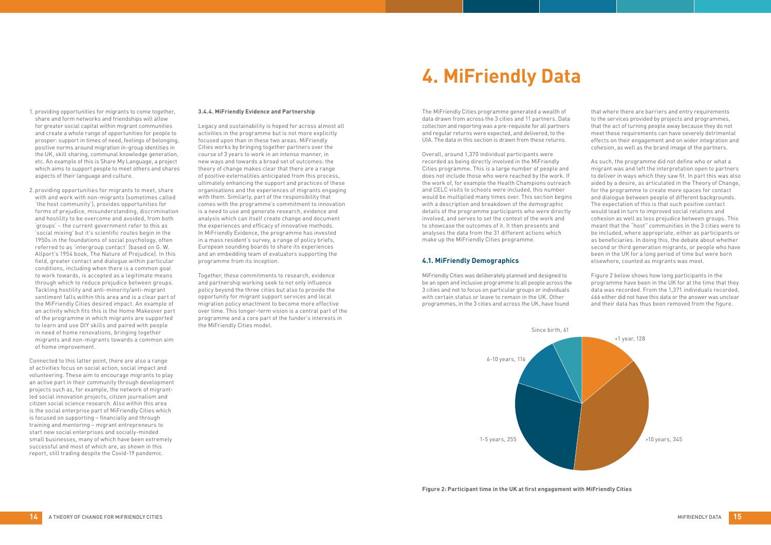1. providing opportunities for migrants to come together, share and form networks and friendships will allow for greater social capital within migrant communities and create a whole range of opportunities for people to prosper: support in times of need, feelings of belonging, positive norms around migration in-group identities in the UK, skill sharing, communal knowledge generation, etc. An example of this is Share My Language, a project which aims to support people to meet others and shares aspects of their language and culture.

2. providing opportunities for migrants to meet, share with and work with non-migrants (sometimes called 'the host community'), provides opportunities for forms of prejudice, misunderstanding, discrimination and hostility to be overcome and avoided, from both 'groups' – the current government refer to this as 'social mixing' but it's scientific routes begin in the 1950s in the foundations of social psychology, often referred to as 'intergroup contact' (based on G. W. Allport's 1954 book, The Nature of Prejudice). In this field, greater contact and dialogue within particular conditions, including when there is a common goal to work towards, is accepted as a legitimate means through which to reduce prejudice between groups. Tackling hostility and anti-minority/anti-migrant sentiment falls within this area and is a clear part of the MiFriendly Cities desired impact. An example of an activity which fits this is the Home Makeover part of the programme in which migrants are supported to learn and use DIY skills and paired with people in need of home renovations, bringing together migrants and non-migrants towards a common aim of home improvement.

Connected to this latter point, there are also a range of activities focus on social action, social impact and volunteering. These aim to encourage migrants to play an active part in their community through development projects such as, for example, the network of migrant-led social innovation projects, citizen journalism and citizen social science research. Also within this area is the social enterprise part of MiFriendly Cities which is focused on supporting – financially and through training and mentoring – migrant entrepreneurs to start new social enterprises and socially-minded small businesses, many of which have been extremely successful and most of which are, as shown in this report, still trading despite the Covid-19 pandemic.

**3.4.4. MiFriendly Evidence and Partnership**

Legacy and sustainability is hoped for across almost all activities in the programme but is not more explicitly focused upon than in these two areas. MiFriendly Cities works by bringing together partners over the course of 3 years to work in an intense manner, in new ways and towards a broad set of outcomes: the theory of change makes clear that there are a range of positive externalities anticipated from this process, ultimately enhancing the support and practices of these organisations and the experiences of migrants engaging with them. Similarly, part of the responsibility that comes with the programme's commitment to innovation is a need to use and generate research, evidence and analysis which can itself create change and document the experiences and efficacy of innovative methods. In MiFriendly Evidence, the programme has invested in a mass resident's survey, a range of policy briefs, European sounding boards to share its experiences and an embedding team of evaluators supporting the programme from its inception.

Together, these commitments to research, evidence and partnership working seek to not only influence policy beyond the three cities but also to provide the opportunity for migrant support services and local migration policy enactment to become more effective over time. This longer-term vision is a central part of the programme and a core part of the funder's interests in the MiFriendly Cities model.

# 4. MiFriendly Data

The MiFriendly Cities programme generated a wealth of data drawn from across the 3 cities and 11 partners. Data collection and reporting was a pre-requisite for all partners and regular returns were expected, and delivered, to the UIA. The data in this section is drawn from these returns.

Overall, around 1,370 individual participants were recorded as being directly involved in the MiFriendly Cities programme. This is a large number of people and does not include those who were reached by the work. If the work of, for example the Health Champions outreach and CELC visits to schools were included, this number would be multiplied many times over. This section begins with a description and breakdown of the demographic details of the programme participants who were directly involved, and serves to set the context of the work and to showcase the outcomes of it. It then presents and analyses the data from the 31 different actions which make up the MiFriendly Cities programme.

## 4.1. MiFriendly Demographics

MiFriendly Cities was deliberately planned and designed to be an open and inclusive programme to all people across the 3 cities and not to focus on particular groups or individuals with certain status or leave to remain in the UK. Other programmes, in the 3 cities and across the UK, have found that where there are barriers and entry requirements to the services provided by projects and programmes, that the act of turning people away because they do not meet these requirements can have severely detrimental effects on their engagement and on wider integration and cohesion, as well as the brand image of the partners.

As such, the programme did not define who or what a migrant was and left the interpretation open to partners to deliver in ways which they saw fit. In part this was also aided by a desire, as articulated in the Theory of Change, for the programme to create more spaces for contact and dialogue between people of different backgrounds. The expectation of this is that such positive contact would lead in turn to improved social relations and cohesion as well as less prejudice between groups. This meant that the "host" communities in the 3 cities were to be included, where appropriate, either as participants or as beneficiaries. In doing this, the debate about whether second or third generation migrants, or people who have been in the UK for a long period of time but were born elsewhere, counted as migrants was moot.

Figure 2 below shows how long participants in the programme have been in the UK for at the time that they data was recorded. From the 1,371 individuals recorded, 466 either did not have this data or the answer was unclear and their data has thus been removed from the figure.

| Time in the UK | Participants |
|---|---|
| <1 year | 128 |
| >10 years | 345 |
| 1-5 years | 255 |
| 6-10 years | 116 |
| Since birth | 61 |

**Figure 2: Participant time in the UK at first engagement with MiFriendly Cities**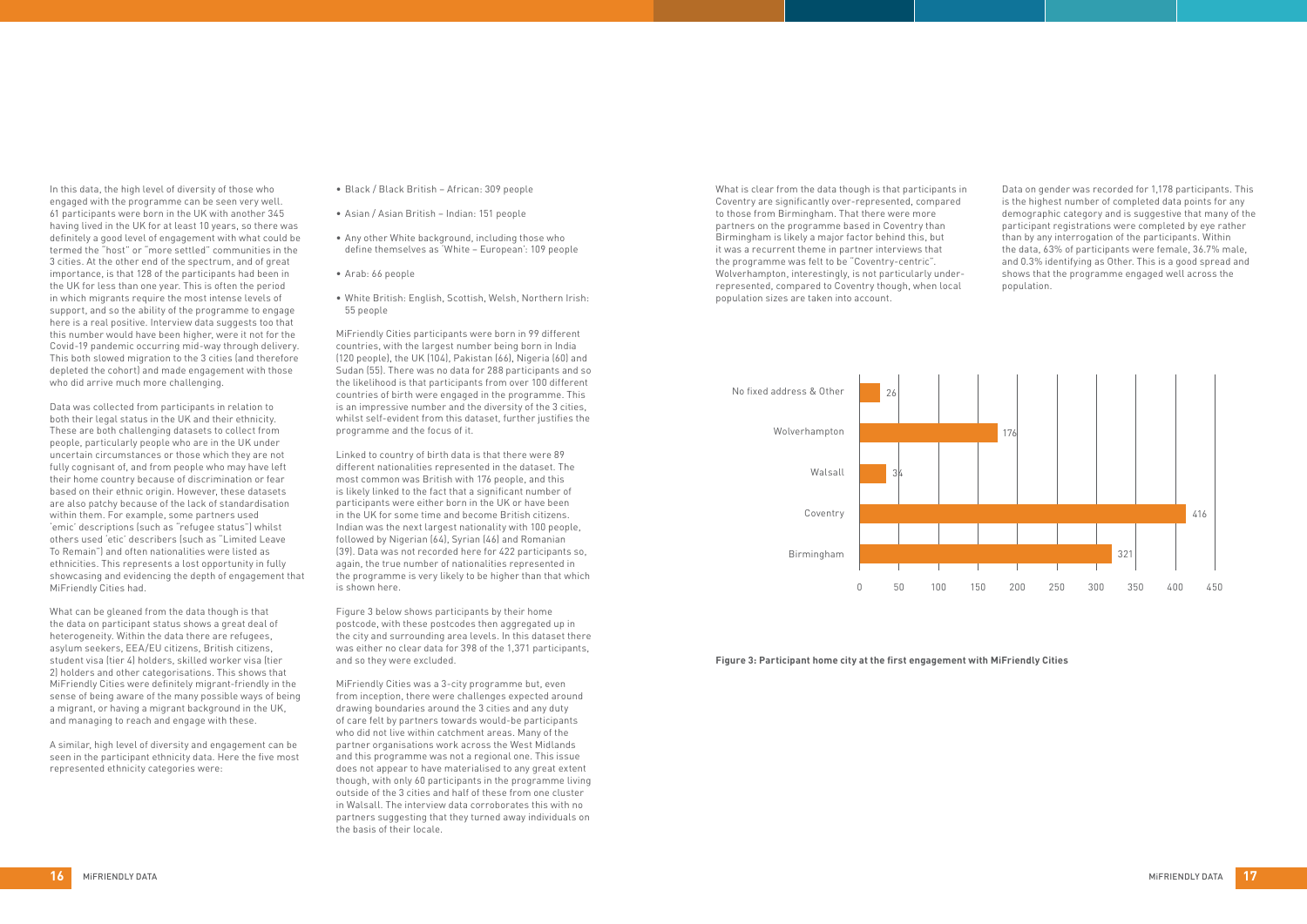In this data, the high level of diversity of those who engaged with the programme can be seen very well. 61 participants were born in the UK with another 345 having lived in the UK for at least 10 years, so there was definitely a good level of engagement with what could be termed the "host" or "more settled" communities in the 3 cities. At the other end of the spectrum, and of great importance, is that 128 of the participants had been in the UK for less than one year. This is often the period in which migrants require the most intense levels of support, and so the ability of the programme to engage here is a real positive. Interview data suggests too that this number would have been higher, were it not for the Covid-19 pandemic occurring mid-way through delivery. This both slowed migration to the 3 cities (and therefore depleted the cohort) and made engagement with those who did arrive much more challenging.

Data was collected from participants in relation to both their legal status in the UK and their ethnicity. These are both challenging datasets to collect from people, particularly people who are in the UK under uncertain circumstances or those which they are not fully cognisant of, and from people who may have left their home country because of discrimination or fear based on their ethnic origin. However, these datasets are also patchy because of the lack of standardisation within them. For example, some partners used 'emic' descriptions (such as "refugee status") whilst others used 'etic' describers (such as "Limited Leave To Remain") and often nationalities were listed as ethnicities. This represents a lost opportunity in fully showcasing and evidencing the depth of engagement that MiFriendly Cities had.

What can be gleaned from the data though is that the data on participant status shows a great deal of heterogeneity. Within the data there are refugees, asylum seekers, EEA/EU citizens, British citizens, student visa (tier 4) holders, skilled worker visa (tier 2) holders and other categorisations. This shows that MiFriendly Cities were definitely migrant-friendly in the sense of being aware of the many possible ways of being a migrant, or having a migrant background in the UK, and managing to reach and engage with these.

A similar, high level of diversity and engagement can be seen in the participant ethnicity data. Here the five most represented ethnicity categories were:

- Black / Black British – African: 309 people
- Asian / Asian British – Indian: 151 people
- Any other White background, including those who define themselves as 'White – European': 109 people
- Arab: 66 people
- White British: English, Scottish, Welsh, Northern Irish: 55 people

MiFriendly Cities participants were born in 99 different countries, with the largest number being born in India (120 people), the UK (104), Pakistan (66), Nigeria (60) and Sudan (55). There was no data for 288 participants and so the likelihood is that participants from over 100 different countries of birth were engaged in the programme. This is an impressive number and the diversity of the 3 cities, whilst self-evident from this dataset, further justifies the programme and the focus of it.

Linked to country of birth data is that there were 89 different nationalities represented in the dataset. The most common was British with 176 people, and this is likely linked to the fact that a significant number of participants were either born in the UK or have been in the UK for some time and become British citizens. Indian was the next largest nationality with 100 people, followed by Nigerian (64), Syrian (46) and Romanian (39). Data was not recorded here for 422 participants so, again, the true number of nationalities represented in the programme is very likely to be higher than that which is shown here.

Figure 3 below shows participants by their home postcode, with these postcodes then aggregated up in the city and surrounding area levels. In this dataset there was either no clear data for 398 of the 1,371 participants, and so they were excluded.

MiFriendly Cities was a 3-city programme but, even from inception, there were challenges expected around drawing boundaries around the 3 cities and any duty of care felt by partners towards would-be participants who did not live within catchment areas. Many of the partner organisations work across the West Midlands and this programme was not a regional one. This issue does not appear to have materialised to any great extent though, with only 60 participants in the programme living outside of the 3 cities and half of these from one cluster in Walsall. The interview data corroborates this with no partners suggesting that they turned away individuals on the basis of their locale.

What is clear from the data though is that participants in Coventry are significantly over-represented, compared to those from Birmingham. That there were more partners on the programme based in Coventry than Birmingham is likely a major factor behind this, but it was a recurrent theme in partner interviews that the programme was felt to be "Coventry-centric". Wolverhampton, interestingly, is not particularly under-represented, compared to Coventry though, when local population sizes are taken into account.

Data on gender was recorded for 1,178 participants. This is the highest number of completed data points for any demographic category and is suggestive that many of the participant registrations were completed by eye rather than by any interrogation of the participants. Within the data, 63% of participants were female, 36.7% male, and 0.3% identifying as Other. This is a good spread and shows that the programme engaged well across the population.

| Home city | Participants |
|---|---|
| No fixed address & Other | 26 |
| Wolverhampton | 176 |
| Walsall | 34 |
| Coventry | 416 |
| Birmingham | 321 |

**Figure 3: Participant home city at the first engagement with MiFriendly Cities**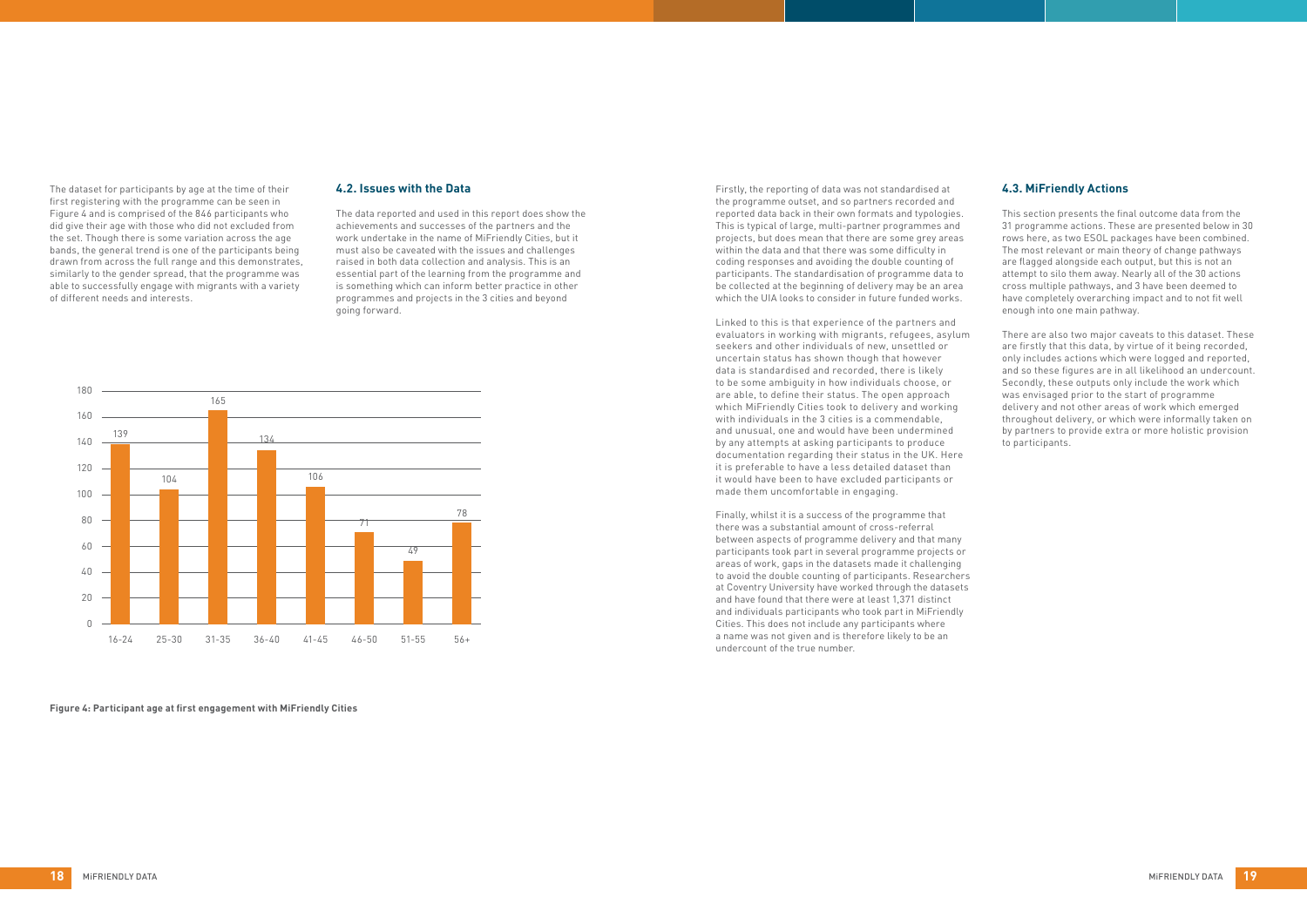The dataset for participants by age at the time of their first registering with the programme can be seen in Figure 4 and is comprised of the 846 participants who did give their age with those who did not excluded from the set. Though there is some variation across the age bands, the general trend is one of the participants being drawn from across the full range and this demonstrates, similarly to the gender spread, that the programme was able to successfully engage with migrants with a variety of different needs and interests.

| Age band | Participants |
| --- | --- |
| 16-24 | 139 |
| 25-30 | 104 |
| 31-35 | 165 |
| 36-40 | 134 |
| 41-45 | 106 |
| 46-50 | 71 |
| 51-55 | 49 |
| 56+ | 78 |

**Figure 4: Participant age at first engagement with MiFriendly Cities**

## 4.2. Issues with the Data

The data reported and used in this report does show the achievements and successes of the partners and the work undertake in the name of MiFriendly Cities, but it must also be caveated with the issues and challenges raised in both data collection and analysis. This is an essential part of the learning from the programme and is something which can inform better practice in other programmes and projects in the 3 cities and beyond going forward.

Firstly, the reporting of data was not standardised at the programme outset, and so partners recorded and reported data back in their own formats and typologies. This is typical of large, multi-partner programmes and projects, but does mean that there are some grey areas within the data and that there was some difficulty in coding responses and avoiding the double counting of participants. The standardisation of programme data to be collected at the beginning of delivery may be an area which the UIA looks to consider in future funded works.

Linked to this is that experience of the partners and evaluators in working with migrants, refugees, asylum seekers and other individuals of new, unsettled or uncertain status has shown though that however data is standardised and recorded, there is likely to be some ambiguity in how individuals choose, or are able, to define their status. The open approach which MiFriendly Cities took to delivery and working with individuals in the 3 cities is a commendable, and unusual, one and would have been undermined by any attempts at asking participants to produce documentation regarding their status in the UK. Here it is preferable to have a less detailed dataset than it would have been to have excluded participants or made them uncomfortable in engaging.

Finally, whilst it is a success of the programme that there was a substantial amount of cross-referral between aspects of programme delivery and that many participants took part in several programme projects or areas of work, gaps in the datasets made it challenging to avoid the double counting of participants. Researchers at Coventry University have worked through the datasets and have found that there were at least 1,371 distinct and individuals participants who took part in MiFriendly Cities. This does not include any participants where a name was not given and is therefore likely to be an undercount of the true number.

## 4.3. MiFriendly Actions

This section presents the final outcome data from the 31 programme actions. These are presented below in 30 rows here, as two ESOL packages have been combined. The most relevant or main theory of change pathways are flagged alongside each output, but this is not an attempt to silo them away. Nearly all of the 30 actions cross multiple pathways, and 3 have been deemed to have completely overarching impact and to not fit well enough into one main pathway.

There are also two major caveats to this dataset. These are firstly that this data, by virtue of it being recorded, only includes actions which were logged and reported, and so these figures are in all likelihood an undercount. Secondly, these outputs only include the work which was envisaged prior to the start of programme delivery and not other areas of work which emerged throughout delivery, or which were informally taken on by partners to provide extra or more holistic provision to participants.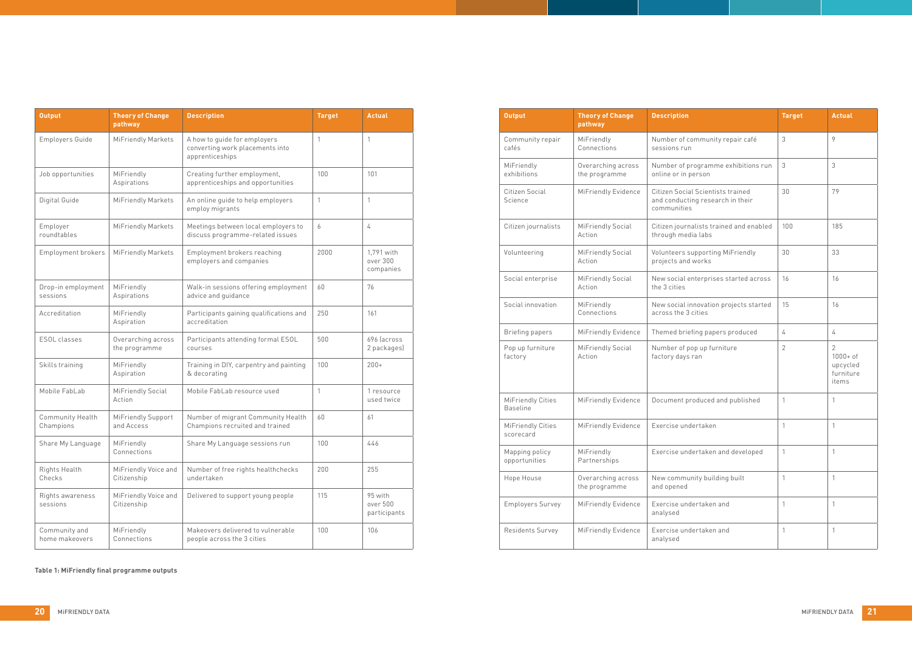| Output | Theory of Change pathway | Description | Target | Actual |
|---|---|---|---|---|
| Employers Guide | MiFriendly Markets | A how to guide for employers converting work placements into apprenticeships | 1 | 1 |
| Job opportunities | MiFriendly Aspirations | Creating further employment, apprenticeships and opportunities | 100 | 101 |
| Digital Guide | MiFriendly Markets | An online guide to help employers employ migrants | 1 | 1 |
| Employer roundtables | MiFriendly Markets | Meetings between local employers to discuss programme-related issues | 6 | 4 |
| Employment brokers | MiFriendly Markets | Employment brokers reaching employers and companies | 2000 | 1,791 with over 300 companies |
| Drop-in employment sessions | MiFriendly Aspirations | Walk-in sessions offering employment advice and guidance | 60 | 76 |
| Accreditation | MiFriendly Aspiration | Participants gaining qualifications and accreditation | 250 | 161 |
| ESOL classes | Overarching across the programme | Participants attending formal ESOL courses | 500 | 696 (across 2 packages) |
| Skills training | MiFriendly Aspiration | Training in DIY, carpentry and painting & decorating | 100 | 200+ |
| Mobile FabLab | MiFriendly Social Action | Mobile FabLab resource used | 1 | 1 resource used twice |
| Community Health Champions | MiFriendly Support and Access | Number of migrant Community Health Champions recruited and trained | 60 | 61 |
| Share My Language | MiFriendly Connections | Share My Language sessions run | 100 | 446 |
| Rights Health Checks | MiFriendly Voice and Citizenship | Number of free rights healthchecks undertaken | 200 | 255 |
| Rights awareness sessions | MiFriendly Voice and Citizenship | Delivered to support young people | 115 | 95 with over 500 participants |
| Community and home makeovers | MiFriendly Connections | Makeovers delivered to vulnerable people across the 3 cities | 100 | 106 |
| Community repair cafés | MiFriendly Connections | Number of community repair café sessions run | 3 | 9 |
| MiFriendly exhibitions | Overarching across the programme | Number of programme exhibitions run online or in person | 3 | 3 |
| Citizen Social Science | MiFriendly Evidence | Citizen Social Scientists trained and conducting research in their communities | 30 | 79 |
| Citizen journalists | MiFriendly Social Action | Citizen journalists trained and enabled through media labs | 100 | 185 |
| Volunteering | MiFriendly Social Action | Volunteers supporting MiFriendly projects and works | 30 | 33 |
| Social enterprise | MiFriendly Social Action | New social enterprises started across the 3 cities | 16 | 16 |
| Social innovation | MiFriendly Connections | New social innovation projects started across the 3 cities | 15 | 16 |
| Briefing papers | MiFriendly Evidence | Themed briefing papers produced | 4 | 4 |
| Pop up furniture factory | MiFriendly Social Action | Number of pop up furniture factory days ran | 2 | 2 1000+ of upcycled furniture items |
| MiFriendly Cities Baseline | MiFriendly Evidence | Document produced and published | 1 | 1 |
| MiFriendly Cities scorecard | MiFriendly Evidence | Exercise undertaken | 1 | 1 |
| Mapping policy opportunities | MiFriendly Partnerships | Exercise undertaken and developed | 1 | 1 |
| Hope House | Overarching across the programme | New community building built and opened | 1 | 1 |
| Employers Survey | MiFriendly Evidence | Exercise undertaken and analysed | 1 | 1 |
| Residents Survey | MiFriendly Evidence | Exercise undertaken and analysed | 1 | 1 |

**Table 1: MiFriendly final programme outputs**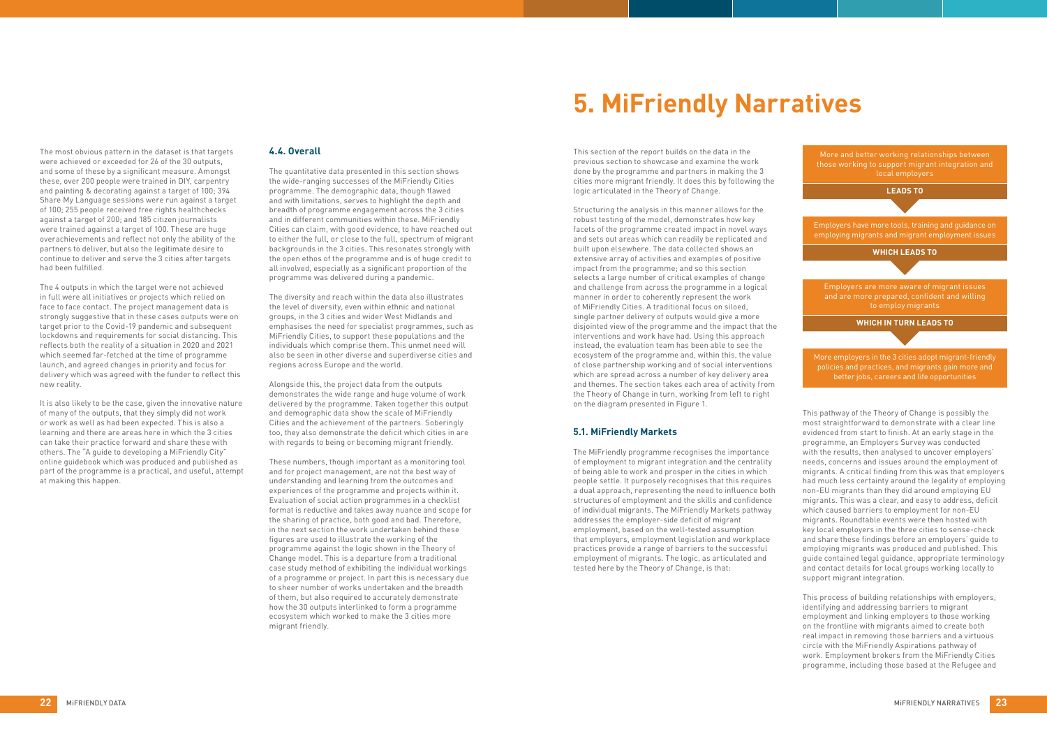The most obvious pattern in the dataset is that targets were achieved or exceeded for 26 of the 30 outputs, and some of these by a significant measure. Amongst these, over 200 people were trained in DIY, carpentry and painting & decorating against a target of 100; 394 Share My Language sessions were run against a target of 200; 255 people received free rights healthchecks against a target of 200; and 185 citizen journalists were trained against a target of 100. These are huge overachievements and reflect not only the ability of the partners to deliver, but also the legitimate desire to continue to deliver and serve the 3 cities after targets had been fulfilled.

The 4 outputs in which the target were not achieved in full were all initiatives or projects which relied on face to face contact. The project management data is strongly suggestive that in these cases outputs were on target prior to the Covid-19 pandemic and subsequent lockdowns and requirements for social distancing. This reflects both the reality of a situation in 2020 and 2021 which seemed far-fetched at the time of programme launch, and agreed changes in priority and focus for delivery which was agreed with the funder to reflect this new reality.

It is also likely to be the case, given the innovative nature of many of the outputs, that they simply did not work or work as well as had been expected. This is also a learning and there are areas here in which the 3 cities can take their practice forward and share these with others. The "A guide to developing a MiFriendly City" online guidebook which was produced and published as part of the programme is a practical, and useful, attempt at making this happen.

### 4.4. Overall

The quantitative data presented in this section shows the wide-ranging successes of the MiFriendly Cities programme. The demographic data, though flawed and with limitations, serves to highlight the depth and breadth of programme engagement across the 3 cities and in different communities within these. MiFriendly Cities can claim, with good evidence, to have reached out to either the full, or close to the full, spectrum of migrant backgrounds in the 3 cities. This resonates strongly with the open ethos of the programme and is of huge credit to all involved, especially as a significant proportion of the programme was delivered during a pandemic.

The diversity and reach within the data also illustrates the level of diversity, even within ethnic and national groups, in the 3 cities and wider West Midlands and emphasises the need for specialist programmes, such as MiFriendly Cities, to support these populations and the individuals which comprise them. This unmet need will also be seen in other diverse and superdiverse cities and regions across Europe and the world.

Alongside this, the project data from the outputs demonstrates the wide range and huge volume of work delivered by the programme. Taken together this output and demographic data show the scale of MiFriendly Cities and the achievement of the partners. Soberingly too, they also demonstrate the deficit which cities are in with regards to being or becoming migrant friendly.

These numbers, though important as a monitoring tool and for project management, are not the best way of understanding and learning from the outcomes and experiences of the programme and projects within it. Evaluation of social action programmes in a checklist format is reductive and takes away nuance and scope for the sharing of practice, both good and bad. Therefore, in the next section the work undertaken behind these figures are used to illustrate the working of the programme against the logic shown in the Theory of Change model. This is a departure from a traditional case study method of exhibiting the individual workings of a programme or project. In part this is necessary due to sheer number of works undertaken and the breadth of them, but also required to accurately demonstrate how the 30 outputs interlinked to form a programme ecosystem which worked to make the 3 cities more migrant friendly.

# 5. MiFriendly Narratives

This section of the report builds on the data in the previous section to showcase and examine the work done by the programme and partners in making the 3 cities more migrant friendly. It does this by following the logic articulated in the Theory of Change.

Structuring the analysis in this manner allows for the robust testing of the model, demonstrates how key facets of the programme created impact in novel ways and sets out areas which can readily be replicated and built upon elsewhere. The data collected shows an extensive array of activities and examples of positive impact from the programme; and so this section selects a large number of critical examples of change and challenge from across the programme in a logical manner in order to coherently represent the work of MiFriendly Cities. A traditional focus on siloed, single partner delivery of outputs would give a more disjointed view of the programme and the impact that the interventions and work have had. Using this approach instead, the evaluation team has been able to see the ecosystem of the programme and, within this, the value of close partnership working and of social interventions which are spread across a number of key delivery area and themes. The section takes each area of activity from the Theory of Change in turn, working from left to right on the diagram presented in Figure 1.

### 5.1. MiFriendly Markets

The MiFriendly programme recognises the importance of employment to migrant integration and the centrality of being able to work and prosper in the cities in which people settle. It purposely recognises that this requires a dual approach, representing the need to influence both structures of employment and the skills and confidence of individual migrants. The MiFriendly Markets pathway addresses the employer-side deficit of migrant employment, based on the well-tested assumption that employers, employment legislation and workplace practices provide a range of barriers to the successful employment of migrants. The logic, as articulated and tested here by the Theory of Change, is that:

More and better working relationships between those working to support migrant integration and local employers

**LEADS TO**

Employers have more tools, training and guidance on employing migrants and migrant employment issues

**WHICH LEADS TO**

Employers are more aware of migrant issues and are more prepared, confident and willing to employ migrants

**WHICH IN TURN LEADS TO**

More employers in the 3 cities adopt migrant-friendly policies and practices, and migrants gain more and better jobs, careers and life opportunities

This pathway of the Theory of Change is possibly the most straightforward to demonstrate with a clear line evidenced from start to finish. At an early stage in the programme, an Employers Survey was conducted with the results, then analysed to uncover employers' needs, concerns and issues around the employment of migrants. A critical finding from this was that employers had much less certainty around the legality of employing non-EU migrants than they did around employing EU migrants. This was a clear, and easy to address, deficit which caused barriers to employment for non-EU migrants. Roundtable events were then hosted with key local employers in the three cities to sense-check and share these findings before an employers' guide to employing migrants was produced and published. This guide contained legal guidance, appropriate terminology and contact details for local groups working locally to support migrant integration.

This process of building relationships with employers, identifying and addressing barriers to migrant employment and linking employers to those working on the frontline with migrants aimed to create both real impact in removing those barriers and a virtuous circle with the MiFriendly Aspirations pathway of work. Employment brokers from the MiFriendly Cities programme, including those based at the Refugee and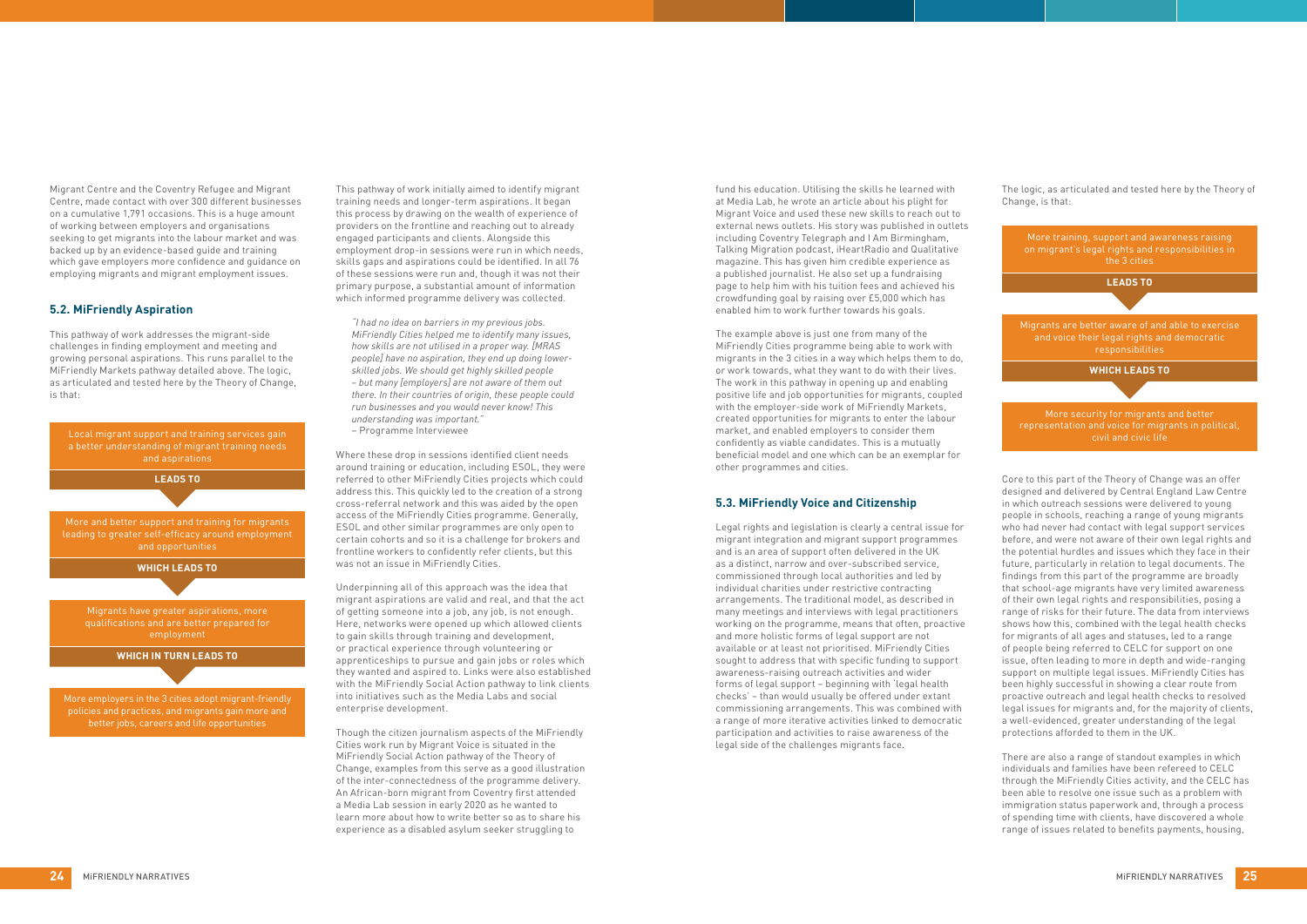Migrant Centre and the Coventry Refugee and Migrant Centre, made contact with over 300 different businesses on a cumulative 1,791 occasions. This is a huge amount of working between employers and organisations seeking to get migrants into the labour market and was backed up by an evidence-based guide and training which gave employers more confidence and guidance on employing migrants and migrant employment issues.

### 5.2. MiFriendly Aspiration

This pathway of work addresses the migrant-side challenges in finding employment and meeting and growing personal aspirations. This runs parallel to the MiFriendly Markets pathway detailed above. The logic, as articulated and tested here by the Theory of Change, is that:

Local migrant support and training services gain a better understanding of migrant training needs and aspirations

**LEADS TO**

More and better support and training for migrants leading to greater self-efficacy around employment and opportunities

**WHICH LEADS TO**

Migrants have greater aspirations, more qualifications and are better prepared for employment

**WHICH IN TURN LEADS TO**

More employers in the 3 cities adopt migrant-friendly policies and practices, and migrants gain more and better jobs, careers and life opportunities

This pathway of work initially aimed to identify migrant training needs and longer-term aspirations. It began this process by drawing on the wealth of experience of providers on the frontline and reaching out to already engaged participants and clients. Alongside this employment drop-in sessions were run in which needs, skills gaps and aspirations could be identified. In all 76 of these sessions were run and, though it was not their primary purpose, a substantial amount of information which informed programme delivery was collected.

> *"I had no idea on barriers in my previous jobs. MiFriendly Cities helped me to identify many issues, how skills are not utilised in a proper way. [MRAS people] have no aspiration, they end up doing lower-skilled jobs. We should get highly skilled people – but many [employers] are not aware of them out there. In their countries of origin, these people could run businesses and you would never know! This understanding was important."*
> – Programme Interviewee

Where these drop in sessions identified client needs around training or education, including ESOL, they were referred to other MiFriendly Cities projects which could address this. This quickly led to the creation of a strong cross-referral network and this was aided by the open access of the MiFriendly Cities programme. Generally, ESOL and other similar programmes are only open to certain cohorts and so it is a challenge for brokers and frontline workers to confidently refer clients, but this was not an issue in MiFriendly Cities.

Underpinning all of this approach was the idea that migrant aspirations are valid and real, and that the act of getting someone into a job, any job, is not enough. Here, networks were opened up which allowed clients to gain skills through training and development, or practical experience through volunteering or apprenticeships to pursue and gain jobs or roles which they wanted and aspired to. Links were also established with the MiFriendly Social Action pathway to link clients into initiatives such as the Media Labs and social enterprise development.

Though the citizen journalism aspects of the MiFriendly Cities work run by Migrant Voice is situated in the MiFriendly Social Action pathway of the Theory of Change, examples from this serve as a good illustration of the inter-connectedness of the programme delivery. An African-born migrant from Coventry first attended a Media Lab session in early 2020 as he wanted to learn more about how to write better so as to share his experience as a disabled asylum seeker struggling to fund his education. Utilising the skills he learned with at Media Lab, he wrote an article about his plight for Migrant Voice and used these new skills to reach out to external news outlets. His story was published in outlets including Coventry Telegraph and I Am Birmingham, Talking Migration podcast, iHeartRadio and Qualitative magazine. This has given him credible experience as a published journalist. He also set up a fundraising page to help him with his tuition fees and achieved his crowdfunding goal by raising over £5,000 which has enabled him to work further towards his goals.

The example above is just one from many of the MiFriendly Cities programme being able to work with migrants in the 3 cities in a way which helps them to do, or work towards, what they want to do with their lives. The work in this pathway in opening up and enabling positive life and job opportunities for migrants, coupled with the employer-side work of MiFriendly Markets, created opportunities for migrants to enter the labour market, and enabled employers to consider them confidently as viable candidates. This is a mutually beneficial model and one which can be an exemplar for other programmes and cities.

### 5.3. MiFriendly Voice and Citizenship

Legal rights and legislation is clearly a central issue for migrant integration and migrant support programmes and is an area of support often delivered in the UK as a distinct, narrow and over-subscribed service, commissioned through local authorities and led by individual charities under restrictive contracting arrangements. The traditional model, as described in many meetings and interviews with legal practitioners working on the programme, means that often, proactive and more holistic forms of legal support are not available or at least not prioritised. MiFriendly Cities sought to address that with specific funding to support awareness-raising outreach activities and wider forms of legal support – beginning with 'legal health checks' – than would usually be offered under extant commissioning arrangements. This was combined with a range of more iterative activities linked to democratic participation and activities to raise awareness of the legal side of the challenges migrants face.

The logic, as articulated and tested here by the Theory of Change, is that:

More training, support and awareness raising on migrant's legal rights and responsibilities in the 3 cities

**LEADS TO**

Migrants are better aware of and able to exercise and voice their legal rights and democratic responsibilities

**WHICH LEADS TO**

More security for migrants and better representation and voice for migrants in political, civil and civic life

Core to this part of the Theory of Change was an offer designed and delivered by Central England Law Centre in which outreach sessions were delivered to young people in schools, reaching a range of young migrants who had never had contact with legal support services before, and were not aware of their own legal rights and the potential hurdles and issues which they face in their future, particularly in relation to legal documents. The findings from this part of the programme are broadly that school-age migrants have very limited awareness of their own legal rights and responsibilities, posing a range of risks for their future. The data from interviews shows how this, combined with the legal health checks for migrants of all ages and statuses, led to a range of people being referred to CELC for support on one issue, often leading to more in depth and wide-ranging support on multiple legal issues. MiFriendly Cities has been highly successful in showing a clear route from proactive outreach and legal health checks to resolved legal issues for migrants and, for the majority of clients, a well-evidenced, greater understanding of the legal protections afforded to them in the UK.

There are also a range of standout examples in which individuals and families have been refereed to CELC through the MiFriendly Cities activity, and the CELC has been able to resolve one issue such as a problem with immigration status paperwork and, through a process of spending time with clients, have discovered a whole range of issues related to benefits payments, housing,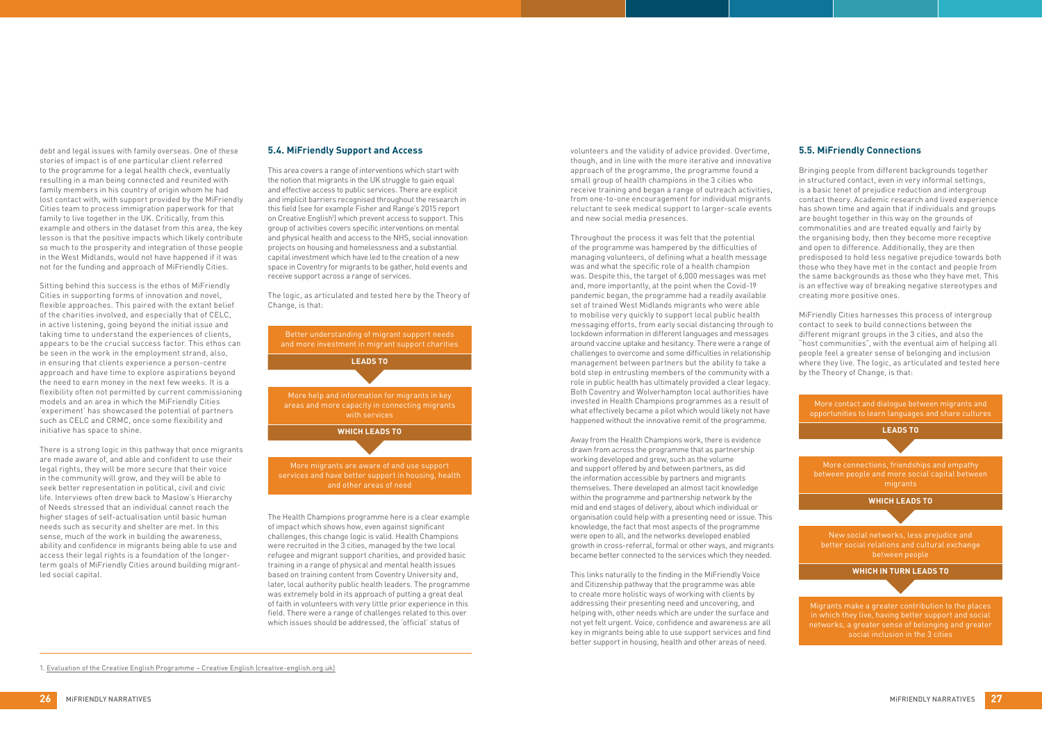debt and legal issues with family overseas. One of these stories of impact is of one particular client referred to the programme for a legal health check, eventually resulting in a man being connected and reunited with family members in his country of origin whom he had lost contact with, with support provided by the MiFriendly Cities team to process immigration paperwork for that family to live together in the UK. Critically, from this example and others in the dataset from this area, the key lesson is that the positive impacts which likely contribute so much to the prosperity and integration of those people in the West Midlands, would not have happened if it was not for the funding and approach of MiFriendly Cities.

Sitting behind this success is the ethos of MiFriendly Cities in supporting forms of innovation and novel, flexible approaches. This paired with the extant belief of the charities involved, and especially that of CELC, in active listening, going beyond the initial issue and taking time to understand the experiences of clients, appears to be the crucial success factor. This ethos can be seen in the work in the employment strand, also, in ensuring that clients experience a person-centre approach and have time to explore aspirations beyond the need to earn money in the next few weeks. It is a flexibility often not permitted by current commissioning models and an area in which the MiFriendly Cities 'experiment' has showcased the potential of partners such as CELC and CRMC, once some flexibility and initiative has space to shine.

There is a strong logic in this pathway that once migrants are made aware of, and able and confident to use their legal rights, they will be more secure that their voice in the community will grow, and they will be able to seek better representation in political, civil and civic life. Interviews often drew back to Maslow's Hierarchy of Needs stressed that an individual cannot reach the higher stages of self-actualisation until basic human needs such as security and shelter are met. In this sense, much of the work in building the awareness, ability and confidence in migrants being able to use and access their legal rights is a foundation of the longer-term goals of MiFriendly Cities around building migrant-led social capital.

### 5.4. MiFriendly Support and Access

This area covers a range of interventions which start with the notion that migrants in the UK struggle to gain equal and effective access to public services. There are explicit and implicit barriers recognised throughout the research in this field (see for example Fisher and Range's 2015 report on Creative English[1]) which prevent access to support. This group of activities covers specific interventions on mental and physical health and access to the NHS, social innovation projects on housing and homelessness and a substantial capital investment which have led to the creation of a new space in Coventry for migrants to be gather, hold events and receive support across a range of services.

The logic, as articulated and tested here by the Theory of Change, is that:

Better understanding of migrant support needs and more investment in migrant support charities

**LEADS TO**

More help and information for migrants in key areas and more capacity in connecting migrants with services

**WHICH LEADS TO**

More migrants are aware of and use support services and have better support in housing, health and other areas of need

The Health Champions programme here is a clear example of impact which shows how, even against significant challenges, this change logic is valid. Health Champions were recruited in the 3 cities, managed by the two local refugee and migrant support charities, and provided basic training in a range of physical and mental health issues based on training content from Coventry University and, later, local authority public health leaders. The programme was extremely bold in its approach of putting a great deal of faith in volunteers with very little prior experience in this field. There were a range of challenges related to this over which issues should be addressed, the 'official' status of volunteers and the validity of advice provided. Overtime, though, and in line with the more iterative and innovative approach of the programme, the programme found a small group of health champions in the 3 cities who receive training and began a range of outreach activities, from one-to-one encouragement for individual migrants reluctant to seek medical support to larger-scale events and new social media presences.

Throughout the process it was felt that the potential of the programme was hampered by the difficulties of managing volunteers, of defining what a health message was and what the specific role of a health champion was. Despite this, the target of 6,000 messages was met and, more importantly, at the point when the Covid-19 pandemic began, the programme had a readily available set of trained West Midlands migrants who were able to mobilise very quickly to support local public health messaging efforts, from early social distancing through to lockdown information in different languages and messages around vaccine uptake and hesitancy. There were a range of challenges to overcome and some difficulties in relationship management between partners but the ability to take a bold step in entrusting members of the community with a role in public health has ultimately provided a clear legacy. Both Coventry and Wolverhampton local authorities have invested in Health Champions programmes as a result of what effectively became a pilot which would likely not have happened without the innovative remit of the programme.

Away from the Health Champions work, there is evidence drawn from across the programme that as partnership working developed and grew, such as the volume and support offered by and between partners, as did the information accessible by partners and migrants themselves. There developed an almost tacit knowledge within the programme and partnership network by the mid and end stages of delivery, about which individual or organisation could help with a presenting need or issue. This knowledge, the fact that most aspects of the programme were open to all, and the networks developed enabled growth in cross-referral, formal or other ways, and migrants became better connected to the services which they needed.

This links naturally to the finding in the MiFriendly Voice and Citizenship pathway that the programme was able to create more holistic ways of working with clients by addressing their presenting need and uncovering, and helping with, other needs which are under the surface and not yet felt urgent. Voice, confidence and awareness are all key in migrants being able to use support services and find better support in housing, health and other areas of need.

### 5.5. MiFriendly Connections

Bringing people from different backgrounds together in structured contact, even in very informal settings, is a basic tenet of prejudice reduction and intergroup contact theory. Academic research and lived experience has shown time and again that if individuals and groups are bought together in this way on the grounds of commonalities and are treated equally and fairly by the organising body, then they become more receptive and open to difference. Additionally, they are then predisposed to hold less negative prejudice towards both those who they have met in the contact and people from the same backgrounds as those who they have met. This is an effective way of breaking negative stereotypes and creating more positive ones.

MiFriendly Cities harnesses this process of intergroup contact to seek to build connections between the different migrant groups in the 3 cities, and also the "host communities", with the eventual aim of helping all people feel a greater sense of belonging and inclusion where they live. The logic, as articulated and tested here by the Theory of Change, is that:

More contact and dialogue between migrants and opportunities to learn languages and share cultures

**LEADS TO**

More connections, friendships and empathy between people and more social capital between migrants

**WHICH LEADS TO**

New social networks, less prejudice and better social relations and cultural exchange between people

**WHICH IN TURN LEADS TO**

Migrants make a greater contribution to the places in which they live, having better support and social networks, a greater sense of belonging and greater social inclusion in the 3 cities

---

1. Evaluation of the Creative English Programme – Creative English (creative-english.org.uk)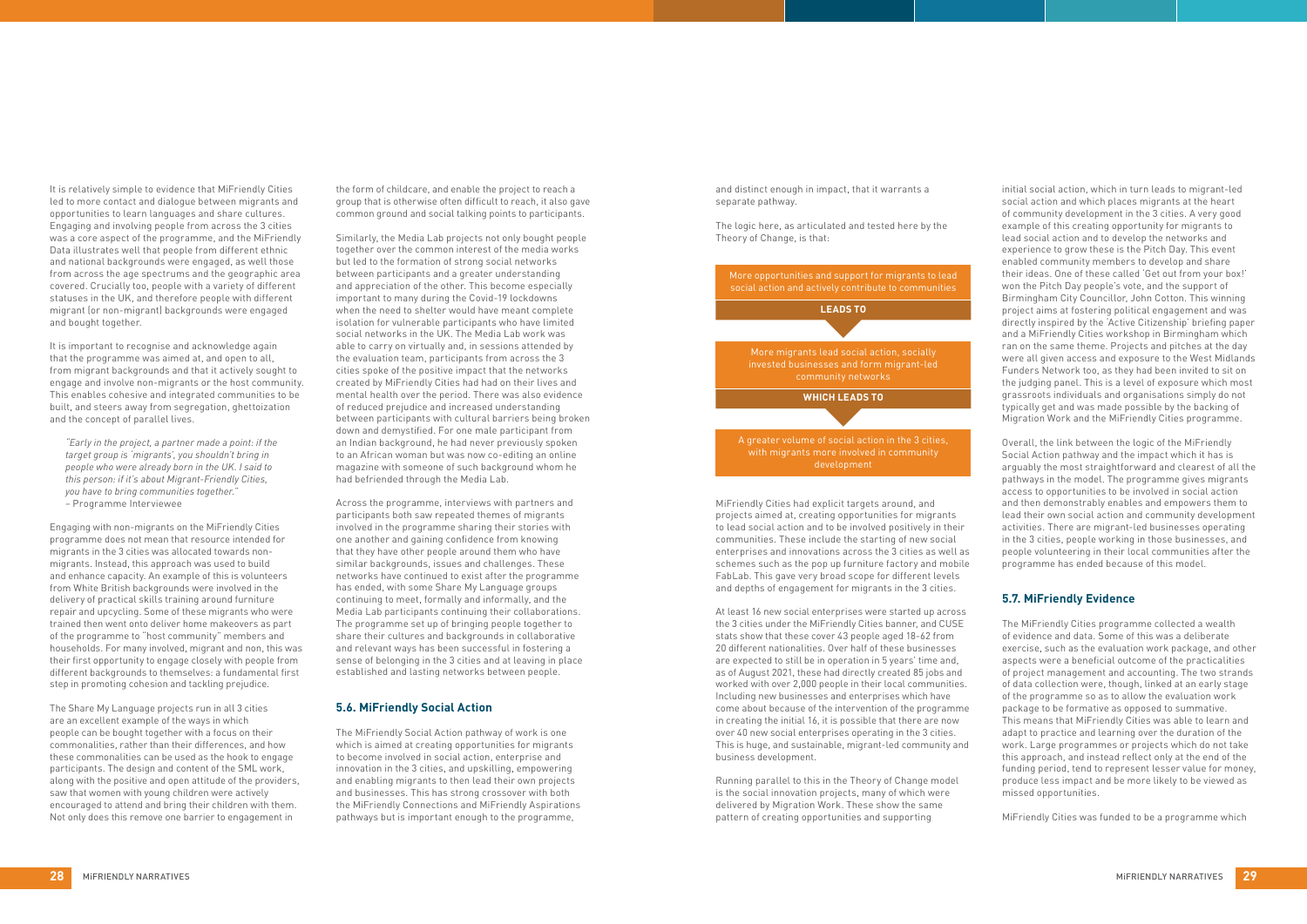It is relatively simple to evidence that MiFriendly Cities led to more contact and dialogue between migrants and opportunities to learn languages and share cultures. Engaging and involving people from across the 3 cities was a core aspect of the programme, and the MiFriendly Data illustrates well that people from different ethnic and national backgrounds were engaged, as well those from across the age spectrums and the geographic area covered. Crucially too, people with a variety of different statuses in the UK, and therefore people with different migrant (or non-migrant) backgrounds were engaged and bought together.

It is important to recognise and acknowledge again that the programme was aimed at, and open to all, from migrant backgrounds and that it actively sought to engage and involve non-migrants or the host community. This enables cohesive and integrated communities to be built, and steers away from segregation, ghettoization and the concept of parallel lives.

> *"Early in the project, a partner made a point: if the target group is 'migrants', you shouldn't bring in people who were already born in the UK. I said to this person: if it's about Migrant-Friendly Cities, you have to bring communities together."*
> – Programme Interviewee

Engaging with non-migrants on the MiFriendly Cities programme does not mean that resource intended for migrants in the 3 cities was allocated towards non-migrants. Instead, this approach was used to build and enhance capacity. An example of this is volunteers from White British backgrounds were involved in the delivery of practical skills training around furniture repair and upcycling. Some of these migrants who were trained then went onto deliver home makeovers as part of the programme to "host community" members and households. For many involved, migrant and non, this was their first opportunity to engage closely with people from different backgrounds to themselves: a fundamental first step in promoting cohesion and tackling prejudice.

The Share My Language projects run in all 3 cities are an excellent example of the ways in which people can be bought together with a focus on their commonalities, rather than their differences, and how these commonalities can be used as the hook to engage participants. The design and content of the SML work, along with the positive and open attitude of the providers, saw that women with young children were actively encouraged to attend and bring their children with them. Not only does this remove one barrier to engagement in the form of childcare, and enable the project to reach a group that is otherwise often difficult to reach, it also gave common ground and social talking points to participants.

Similarly, the Media Lab projects not only bought people together over the common interest of the media works but led to the formation of strong social networks between participants and a greater understanding and appreciation of the other. This become especially important to many during the Covid-19 lockdowns when the need to shelter would have meant complete isolation for vulnerable participants who have limited social networks in the UK. The Media Lab work was able to carry on virtually and, in sessions attended by the evaluation team, participants from across the 3 cities spoke of the positive impact that the networks created by MiFriendly Cities had had on their lives and mental health over the period. There was also evidence of reduced prejudice and increased understanding between participants with cultural barriers being broken down and demystified. For one male participant from an Indian background, he had never previously spoken to an African woman but was now co-editing an online magazine with someone of such background whom he had befriended through the Media Lab.

Across the programme, interviews with partners and participants both saw repeated themes of migrants involved in the programme sharing their stories with one another and gaining confidence from knowing that they have other people around them who have similar backgrounds, issues and challenges. These networks have continued to exist after the programme has ended, with some Share My Language groups continuing to meet, formally and informally, and the Media Lab participants continuing their collaborations. The programme set up of bringing people together to share their cultures and backgrounds in collaborative and relevant ways has been successful in fostering a sense of belonging in the 3 cities and at leaving in place established and lasting networks between people.

### 5.6. MiFriendly Social Action

The MiFriendly Social Action pathway of work is one which is aimed at creating opportunities for migrants to become involved in social action, enterprise and innovation in the 3 cities, and upskilling, empowering and enabling migrants to then lead their own projects and businesses. This has strong crossover with both the MiFriendly Connections and MiFriendly Aspirations pathways but is important enough to the programme, and distinct enough in impact, that it warrants a separate pathway.

The logic here, as articulated and tested here by the Theory of Change, is that:

More opportunities and support for migrants to lead social action and actively contribute to communities

**LEADS TO**

More migrants lead social action, socially invested businesses and form migrant-led community networks

**WHICH LEADS TO**

A greater volume of social action in the 3 cities, with migrants more involved in community development

MiFriendly Cities had explicit targets around, and projects aimed at, creating opportunities for migrants to lead social action and to be involved positively in their communities. These include the starting of new social enterprises and innovations across the 3 cities as well as schemes such as the pop up furniture factory and mobile FabLab. This gave very broad scope for different levels and depths of engagement for migrants in the 3 cities.

At least 16 new social enterprises were started up across the 3 cities under the MiFriendly Cities banner, and CUSE stats show that these cover 43 people aged 18-62 from 20 different nationalities. Over half of these businesses are expected to still be in operation in 5 years' time and, as of August 2021, these had directly created 85 jobs and worked with over 2,000 people in their local communities. Including new businesses and enterprises which have come about because of the intervention of the programme in creating the initial 16, it is possible that there are now over 40 new social enterprises operating in the 3 cities. This is huge, and sustainable, migrant-led community and business development.

Running parallel to this in the Theory of Change model is the social innovation projects, many of which were delivered by Migration Work. These show the same pattern of creating opportunities and supporting initial social action, which in turn leads to migrant-led social action and which places migrants at the heart of community development in the 3 cities. A very good example of this creating opportunity for migrants to lead social action and to develop the networks and experience to grow these is the Pitch Day. This event enabled community members to develop and share their ideas. One of these called 'Get out from your box!' won the Pitch Day people's vote, and the support of Birmingham City Councillor, John Cotton. This winning project aims at fostering political engagement and was directly inspired by the 'Active Citizenship' briefing paper and a MiFriendly Cities workshop in Birmingham which ran on the same theme. Projects and pitches at the day were all given access and exposure to the West Midlands Funders Network too, as they had been invited to sit on the judging panel. This is a level of exposure which most grassroots individuals and organisations simply do not typically get and was made possible by the backing of Migration Work and the MiFriendly Cities programme.

Overall, the link between the logic of the MiFriendly Social Action pathway and the impact which it has is arguably the most straightforward and clearest of all the pathways in the model. The programme gives migrants access to opportunities to be involved in social action and then demonstrably enables and empowers them to lead their own social action and community development activities. There are migrant-led businesses operating in the 3 cities, people working in those businesses, and people volunteering in their local communities after the programme has ended because of this model.

### 5.7. MiFriendly Evidence

The MiFriendly Cities programme collected a wealth of evidence and data. Some of this was a deliberate exercise, such as the evaluation work package, and other aspects were a beneficial outcome of the practicalities of project management and accounting. The two strands of data collection were, though, linked at an early stage of the programme so as to allow the evaluation work package to be formative as opposed to summative. This means that MiFriendly Cities was able to learn and adapt to practice and learning over the duration of the work. Large programmes or projects which do not take this approach, and instead reflect only at the end of the funding period, tend to represent lesser value for money, produce less impact and be more likely to be viewed as missed opportunities.

MiFriendly Cities was funded to be a programme which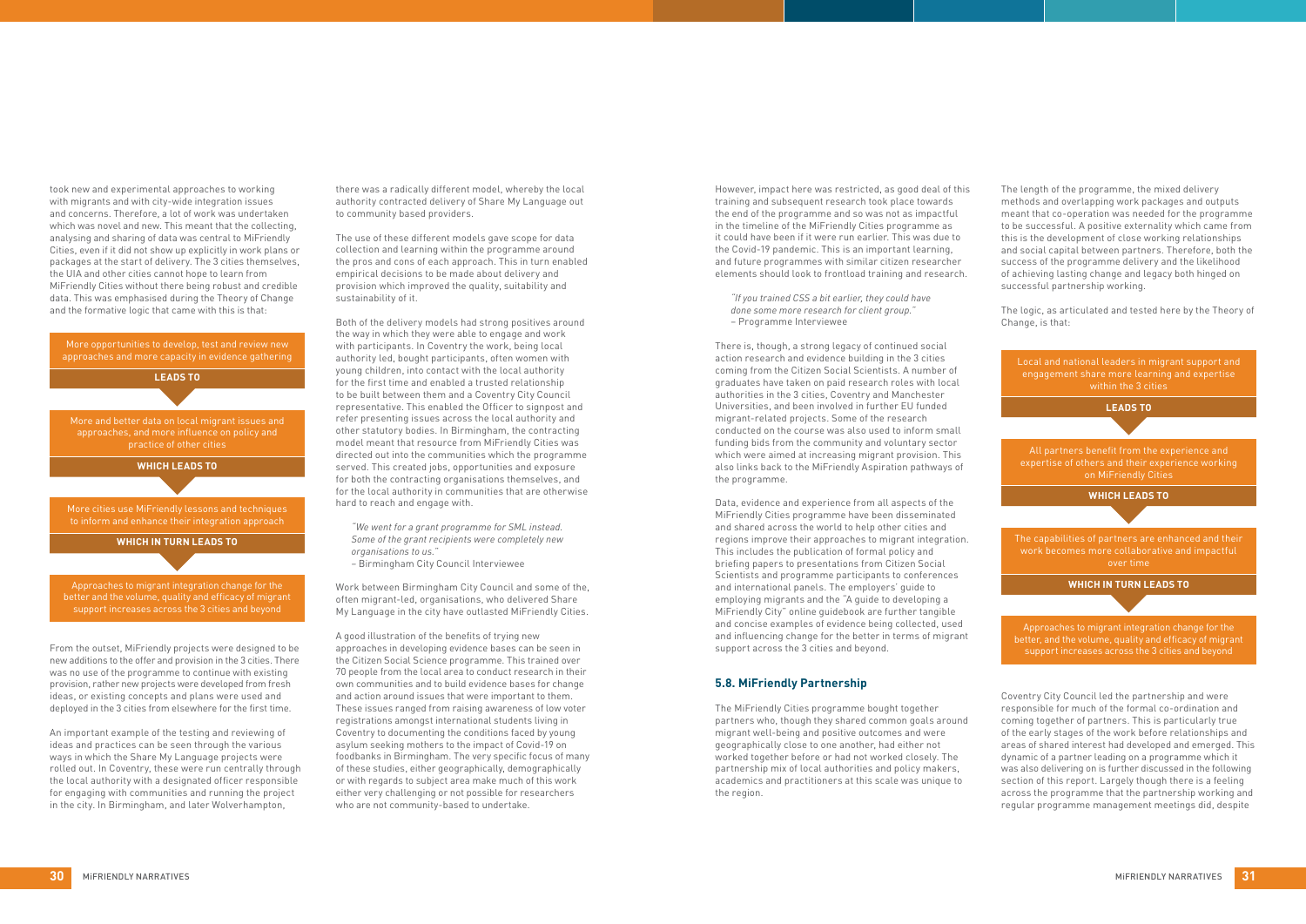took new and experimental approaches to working with migrants and with city-wide integration issues and concerns. Therefore, a lot of work was undertaken which was novel and new. This meant that the collecting, analysing and sharing of data was central to MiFriendly Cities, even if it did not show up explicitly in work plans or packages at the start of delivery. The 3 cities themselves, the UIA and other cities cannot hope to learn from MiFriendly Cities without there being robust and credible data. This was emphasised during the Theory of Change and the formative logic that came with this is that:

More opportunities to develop, test and review new approaches and more capacity in evidence gathering

**LEADS TO**

More and better data on local migrant issues and approaches, and more influence on policy and practice of other cities

**WHICH LEADS TO**

More cities use MiFriendly lessons and techniques to inform and enhance their integration approach

**WHICH IN TURN LEADS TO**

Approaches to migrant integration change for the better and the volume, quality and efficacy of migrant support increases across the 3 cities and beyond

From the outset, MiFriendly projects were designed to be new additions to the offer and provision in the 3 cities. There was no use of the programme to continue with existing provision, rather new projects were developed from fresh ideas, or existing concepts and plans were used and deployed in the 3 cities from elsewhere for the first time.

An important example of the testing and reviewing of ideas and practices can be seen through the various ways in which the Share My Language projects were rolled out. In Coventry, these were run centrally through the local authority with a designated officer responsible for engaging with communities and running the project in the city. In Birmingham, and later Wolverhampton, there was a radically different model, whereby the local authority contracted delivery of Share My Language out to community based providers.

The use of these different models gave scope for data collection and learning within the programme around the pros and cons of each approach. This in turn enabled empirical decisions to be made about delivery and provision which improved the quality, suitability and sustainability of it.

Both of the delivery models had strong positives around the way in which they were able to engage and work with participants. In Coventry the work, being local authority led, bought participants, often women with young children, into contact with the local authority for the first time and enabled a trusted relationship to be built between them and a Coventry City Council representative. This enabled the Officer to signpost and refer presenting issues across the local authority and other statutory bodies. In Birmingham, the contracting model meant that resource from MiFriendly Cities was directed out into the communities which the programme served. This created jobs, opportunities and exposure for both the contracting organisations themselves, and for the local authority in communities that are otherwise hard to reach and engage with.

> *"We went for a grant programme for SML instead. Some of the grant recipients were completely new organisations to us."*
> – Birmingham City Council Interviewee

Work between Birmingham City Council and some of the, often migrant-led, organisations, who delivered Share My Language in the city have outlasted MiFriendly Cities.

A good illustration of the benefits of trying new approaches in developing evidence bases can be seen in the Citizen Social Science programme. This trained over 70 people from the local area to conduct research in their own communities and to build evidence bases for change and action around issues that were important to them. These issues ranged from raising awareness of low voter registrations amongst international students living in Coventry to documenting the conditions faced by young asylum seeking mothers to the impact of Covid-19 on foodbanks in Birmingham. The very specific focus of many of these studies, either geographically, demographically or with regards to subject area make much of this work either very challenging or not possible for researchers who are not community-based to undertake.

However, impact here was restricted, as good deal of this training and subsequent research took place towards the end of the programme and so was not as impactful in the timeline of the MiFriendly Cities programme as it could have been if it were run earlier. This was due to the Covid-19 pandemic. This is an important learning, and future programmes with similar citizen researcher elements should look to frontload training and research.

> *"If you trained CSS a bit earlier, they could have done some more research for client group."*
> – Programme Interviewee

There is, though, a strong legacy of continued social action research and evidence building in the 3 cities coming from the Citizen Social Scientists. A number of graduates have taken on paid research roles with local authorities in the 3 cities, Coventry and Manchester Universities, and been involved in further EU funded migrant-related projects. Some of the research conducted on the course was also used to inform small funding bids from the community and voluntary sector which were aimed at increasing migrant provision. This also links back to the MiFriendly Aspiration pathways of the programme.

Data, evidence and experience from all aspects of the MiFriendly Cities programme have been disseminated and shared across the world to help other cities and regions improve their approaches to migrant integration. This includes the publication of formal policy and briefing papers to presentations from Citizen Social Scientists and programme participants to conferences and international panels. The employers' guide to employing migrants and the "A guide to developing a MiFriendly City" online guidebook are further tangible and concise examples of evidence being collected, used and influencing change for the better in terms of migrant support across the 3 cities and beyond.

### 5.8. MiFriendly Partnership

The MiFriendly Cities programme bought together partners who, though they shared common goals around migrant well-being and positive outcomes and were geographically close to one another, had either not worked together before or had not worked closely. The partnership mix of local authorities and policy makers, academics and practitioners at this scale was unique to the region.

The length of the programme, the mixed delivery methods and overlapping work packages and outputs meant that co-operation was needed for the programme to be successful. A positive externality which came from this is the development of close working relationships and social capital between partners. Therefore, both the success of the programme delivery and the likelihood of achieving lasting change and legacy both hinged on successful partnership working.

The logic, as articulated and tested here by the Theory of Change, is that:

Local and national leaders in migrant support and engagement share more learning and expertise within the 3 cities

**LEADS TO**

All partners benefit from the experience and expertise of others and their experience working on MiFriendly Cities

**WHICH LEADS TO**

The capabilities of partners are enhanced and their work becomes more collaborative and impactful over time

**WHICH IN TURN LEADS TO**

Approaches to migrant integration change for the better, and the volume, quality and efficacy of migrant support increases across the 3 cities and beyond

Coventry City Council led the partnership and were responsible for much of the formal co-ordination and coming together of partners. This is particularly true of the early stages of the work before relationships and areas of shared interest had developed and emerged. This dynamic of a partner leading on a programme which it was also delivering on is further discussed in the following section of this report. Largely though there is a feeling across the programme that the partnership working and regular programme management meetings did, despite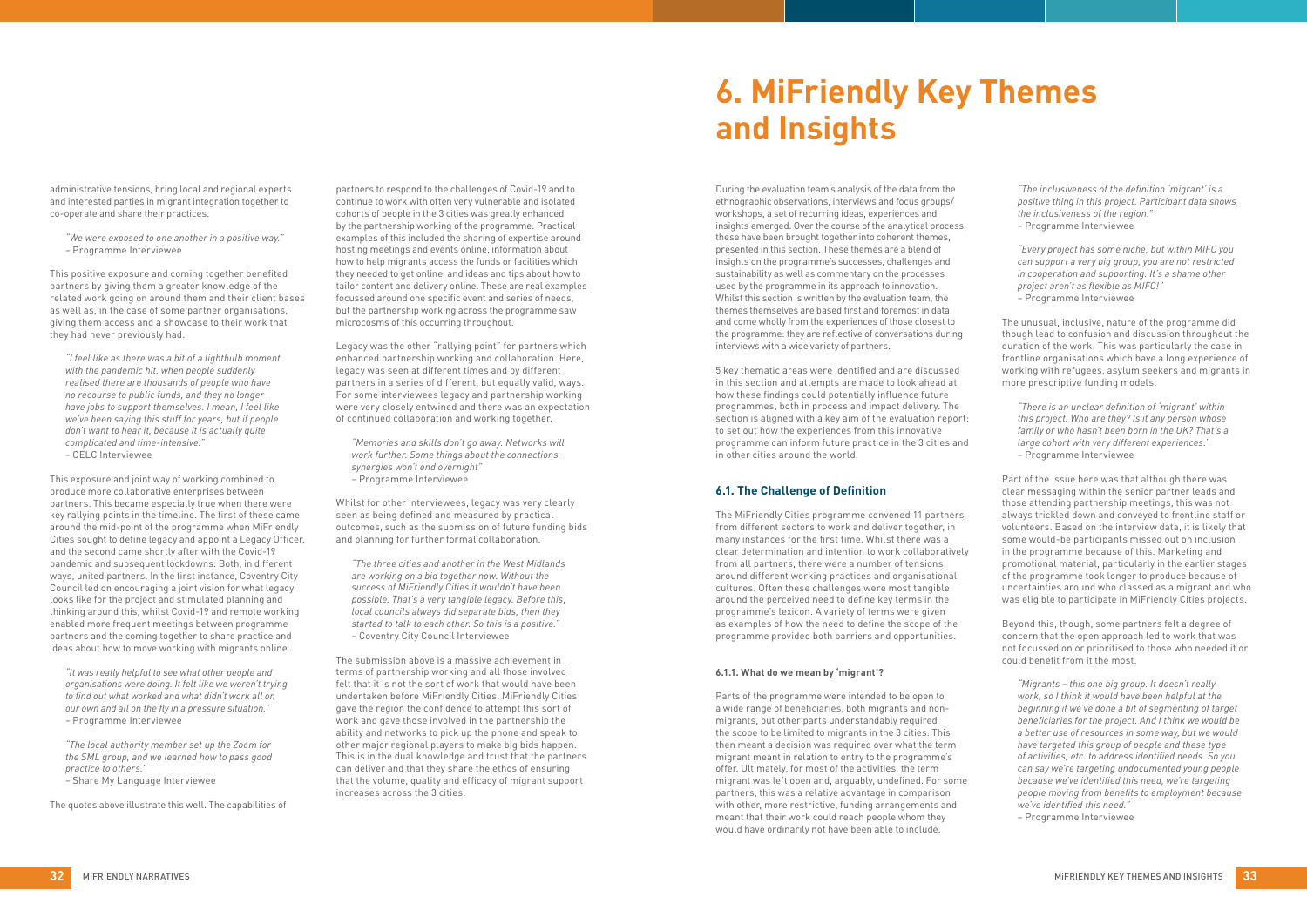administrative tensions, bring local and regional experts and interested parties in migrant integration together to co-operate and share their practices.

> *"We were exposed to one another in a positive way."*
> – Programme Interviewee

This positive exposure and coming together benefited partners by giving them a greater knowledge of the related work going on around them and their client bases as well as, in the case of some partner organisations, giving them access and a showcase to their work that they had never previously had.

> *"I feel like as there was a bit of a lightbulb moment with the pandemic hit, when people suddenly realised there are thousands of people who have no recourse to public funds, and they no longer have jobs to support themselves. I mean, I feel like we've been saying this stuff for years, but if people don't want to hear it, because it is actually quite complicated and time-intensive."*
> – CELC Interviewee

This exposure and joint way of working combined to produce more collaborative enterprises between partners. This became especially true when there were key rallying points in the timeline. The first of these came around the mid-point of the programme when MiFriendly Cities sought to define legacy and appoint a Legacy Officer, and the second came shortly after with the Covid-19 pandemic and subsequent lockdowns. Both, in different ways, united partners. In the first instance, Coventry City Council led on encouraging a joint vision for what legacy looks like for the project and stimulated planning and thinking around this, whilst Covid-19 and remote working enabled more frequent meetings between programme partners and the coming together to share practice and ideas about how to move working with migrants online.

> *"It was really helpful to see what other people and organisations were doing. It felt like we weren't trying to find out what worked and what didn't work all on our own and all on the fly in a pressure situation."*
> – Programme Interviewee

> *"The local authority member set up the Zoom for the SML group, and we learned how to pass good practice to others."*
> – Share My Language Interviewee

The quotes above illustrate this well. The capabilities of partners to respond to the challenges of Covid-19 and to continue to work with often very vulnerable and isolated cohorts of people in the 3 cities was greatly enhanced by the partnership working of the programme. Practical examples of this included the sharing of expertise around hosting meetings and events online, information about how to help migrants access the funds or facilities which they needed to get online, and ideas and tips about how to tailor content and delivery online. These are real examples focussed around one specific event and series of needs, but the partnership working across the programme saw microcosms of this occurring throughout.

Legacy was the other "rallying point" for partners which enhanced partnership working and collaboration. Here, legacy was seen at different times and by different partners in a series of different, but equally valid, ways. For some interviewees legacy and partnership working were very closely entwined and there was an expectation of continued collaboration and working together.

> *"Memories and skills don't go away. Networks will work further. Some things about the connections, synergies won't end overnight"*
> – Programme Interviewee

Whilst for other interviewees, legacy was very clearly seen as being defined and measured by practical outcomes, such as the submission of future funding bids and planning for further formal collaboration.

> *"The three cities and another in the West Midlands are working on a bid together now. Without the success of MiFriendly Cities it wouldn't have been possible. That's a very tangible legacy. Before this, local councils always did separate bids, then they started to talk to each other. So this is a positive."*
> – Coventry City Council Interviewee

The submission above is a massive achievement in terms of partnership working and all those involved felt that it is not the sort of work that would have been undertaken before MiFriendly Cities. MiFriendly Cities gave the region the confidence to attempt this sort of work and gave those involved in the partnership the ability and networks to pick up the phone and speak to other major regional players to make big bids happen. This is in the dual knowledge and trust that the partners can deliver and that they share the ethos of ensuring that the volume, quality and efficacy of migrant support increases across the 3 cities.

# 6. MiFriendly Key Themes and Insights

During the evaluation team's analysis of the data from the ethnographic observations, interviews and focus groups/workshops, a set of recurring ideas, experiences and insights emerged. Over the course of the analytical process, these have been brought together into coherent themes, presented in this section. These themes are a blend of insights on the programme's successes, challenges and sustainability as well as commentary on the processes used by the programme in its approach to innovation. Whilst this section is written by the evaluation team, the themes themselves are based first and foremost in data and come wholly from the experiences of those closest to the programme: they are reflective of conversations during interviews with a wide variety of partners.

5 key thematic areas were identified and are discussed in this section and attempts are made to look ahead at how these findings could potentially influence future programmes, both in process and impact delivery. The section is aligned with a key aim of the evaluation report: to set out how the experiences from this innovative programme can inform future practice in the 3 cities and in other cities around the world.

## 6.1. The Challenge of Definition

The MiFriendly Cities programme convened 11 partners from different sectors to work and deliver together, in many instances for the first time. Whilst there was a clear determination and intention to work collaboratively from all partners, there were a number of tensions around different working practices and organisational cultures. Often these challenges were most tangible around the perceived need to define key terms in the programme's lexicon. A variety of terms were given as examples of how the need to define the scope of the programme provided both barriers and opportunities.

### 6.1.1. What do we mean by 'migrant'?

Parts of the programme were intended to be open to a wide range of beneficiaries, both migrants and non-migrants, but other parts understandably required the scope to be limited to migrants in the 3 cities. This then meant a decision was required over what the term migrant meant in relation to entry to the programme's offer. Ultimately, for most of the activities, the term migrant was left open and, arguably, undefined. For some partners, this was a relative advantage in comparison with other, more restrictive, funding arrangements and meant that their work could reach people whom they would have ordinarily not have been able to include.

> *"The inclusiveness of the definition 'migrant' is a positive thing in this project. Participant data shows the inclusiveness of the region."*
> – Programme Interviewee

> *"Every project has some niche, but within MIFC you can support a very big group, you are not restricted in cooperation and supporting. It's a shame other project aren't as flexible as MIFC!"*
> – Programme Interviewee

The unusual, inclusive, nature of the programme did though lead to confusion and discussion throughout the duration of the work. This was particularly the case in frontline organisations which have a long experience of working with refugees, asylum seekers and migrants in more prescriptive funding models.

> *"There is an unclear definition of 'migrant' within this project. Who are they? Is it any person whose family or who hasn't been born in the UK? That's a large cohort with very different experiences."*
> – Programme Interviewee

Part of the issue here was that although there was clear messaging within the senior partner leads and those attending partnership meetings, this was not always trickled down and conveyed to frontline staff or volunteers. Based on the interview data, it is likely that some would-be participants missed out on inclusion in the programme because of this. Marketing and promotional material, particularly in the earlier stages of the programme took longer to produce because of uncertainties around who classed as a migrant and who was eligible to participate in MiFriendly Cities projects.

Beyond this, though, some partners felt a degree of concern that the open approach led to work that was not focussed on or prioritised to those who needed it or could benefit from it the most.

> *"Migrants – this one big group. It doesn't really work, so I think it would have been helpful at the beginning if we've done a bit of segmenting of target beneficiaries for the project. And I think we would be a better use of resources in some way, but we would have targeted this group of people and these type of activities, etc. to address identified needs. So you can say we're targeting undocumented young people because we've identified this need, we're targeting people moving from benefits to employment because we've identified this need."*
> – Programme Interviewee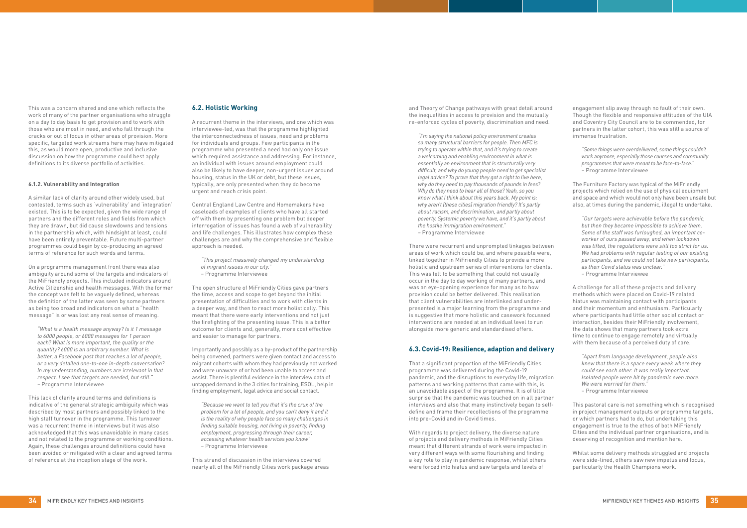This was a concern shared and one which reflects the work of many of the partner organisations who struggle on a day to day basis to get provision and to work with those who are most in need, and who fall through the cracks or out of focus in other areas of provision. More specific, targeted work streams here may have mitigated this, as would more open, productive and inclusive discussion on how the programme could best apply definitions to its diverse portfolio of activities.

#### 6.1.2. Vulnerability and Integration

A similar lack of clarity around other widely used, but contested, terms such as 'vulnerability' and 'integration' existed. This is to be expected, given the wide range of partners and the different roles and fields from which they are drawn, but did cause slowdowns and tensions in the partnership which, with hindsight at least, could have been entirely preventable. Future multi-partner programmes could begin by co-producing an agreed terms of reference for such words and terms.

On a programme management front there was also ambiguity around some of the targets and indicators of the MiFriendly projects. This included indicators around Active Citizenship and health messages. With the former the concept was felt to be vaguely defined, whereas the definition of the latter was seen by some partners as being too broad and indicators on what a "health message" is or was lost any real sense of meaning.

> *"What is a health message anyway? Is it 1 message to 6000 people, or 6000 messages for 1 person each? What is more important, the quality or the quantity? 6000 is an arbitrary number. What is better, a Facebook post that reaches a lot of people, or a very detailed one-to-one in-depth conversation? In my understanding, numbers are irrelevant in that respect. I see that targets are needed, but still."*
> – Programme Interviewee

This lack of clarity around terms and definitions is indicative of the general strategic ambiguity which was described by most partners and possibly linked to the high staff turnover in the programme. This turnover was a recurrent theme in interviews but it was also acknowledged that this was unavoidable in many cases and not related to the programme or working conditions. Again, these challenges around definitions could have been avoided or mitigated with a clear and agreed terms of reference at the inception stage of the work.

### 6.2. Holistic Working

A recurrent theme in the interviews, and one which was interviewee-led, was that the programme highlighted the interconnectedness of issues, need and problems for individuals and groups. Few participants in the programme who presented a need had only one issue which required assistance and addressing. For instance, an individual with issues around employment could also be likely to have deeper, non-urgent issues around housing, status in the UK or debt, but these issues, typically, are only presented when they do become urgent and reach crisis point.

Central England Law Centre and Homemakers have caseloads of examples of clients who have all started off with them by presenting one problem but deeper interrogation of issues has found a web of vulnerability and life challenges. This illustrates how complex these challenges are and why the comprehensive and flexible approach is needed.

> *"This project massively changed my understanding of migrant issues in our city."*
> – Programme Interviewee

The open structure of MiFriendly Cities gave partners the time, access and scope to get beyond the initial presentation of difficulties and to work with clients in a deeper way, and then to react more holistically. This meant that there were early interventions and not just the firefighting of the presenting issue. This is a better outcome for clients and, generally, more cost effective and easier to manage for partners.

Importantly and possibly as a by-product of the partnership being convened, partners were given contact and access to migrant cohorts with whom they had previously not worked and were unaware of or had been unable to access and assist. There is plentiful evidence in the interview data of untapped demand in the 3 cities for training, ESOL, help in finding employment, legal advice and social contact.

> *"Because we want to tell you that it's the crux of the problem for a lot of people, and you can't deny it and it is the reality of why people face so many challenges in finding suitable housing, not living in poverty, finding employment, progressing through their career, accessing whatever health services you know"*
> – Programme Interviewee

This strand of discussion in the interviews covered nearly all of the MiFriendly Cities work package areas and Theory of Change pathways with great detail around the inequalities in access to provision and the mutually re-enforced cycles of poverty, discrimination and need.

> *"I'm saying the national policy environment creates so many structural barriers for people. Then MFC is trying to operate within that, and it's trying to create a welcoming and enabling environment in what is essentially an environment that is structurally very difficult, and why do young people need to get specialist legal advice? To prove that they got a right to live here, why do they need to pay thousands of pounds in fees? Why do they need to hear all of those? Yeah, so you know what I think about this years back. My point is: why aren't [these cities] migration friendly? It's partly about racism, and discrimination, and partly about poverty. Systemic poverty we have, and it's partly about the hostile immigration environment."*
> – Programme Interviewee

There were recurrent and unprompted linkages between areas of work which could be, and where possible were, linked together in MiFriendly Cities to provide a more holistic and upstream series of interventions for clients. This was felt to be something that could not usually occur in the day to day working of many partners, and was an eye-opening experience for many as to how provision could be better delivered. This realisation that client vulnerabilities are interlinked and under-presented is a major learning from the programme and is suggestive that more holistic and casework focussed interventions are needed at an individual level to run alongside more generic and standardised offers.

### 6.3. Covid-19: Resilience, adaption and delivery

That a significant proportion of the MiFriendly Cities programme was delivered during the Covid-19 pandemic, and the disruptions to everyday life, migration patterns and working patterns that came with this, is an unavoidable aspect of the programme. It is of little surprise that the pandemic was touched on in all partner interviews and also that many instinctively began to self-define and frame their recollections of the programme into pre-Covid and in-Covid times.

With regards to project delivery, the diverse nature of projects and delivery methods in MiFriendly Cities meant that different strands of work were impacted in very different ways with some flourishing and finding a key role to play in pandemic response, whilst others were forced into hiatus and saw targets and levels of engagement slip away through no fault of their own. Though the flexible and responsive attitudes of the UIA and Coventry City Council are to be commended, for partners in the latter cohort, this was still a source of immense frustration.

> *"Some things were overdelivered, some things couldn't work anymore, especially those courses and community programmes that were meant to be face-to-face."*
> – Programme Interviewee

The Furniture Factory was typical of the MiFriendly projects which relied on the use of physical equipment and space and which would not only have been unsafe but also, at times during the pandemic, illegal to undertake.

> *"Our targets were achievable before the pandemic, but then they became impossible to achieve them. Some of the staff was furloughed, an important co-worker of ours passed away, and when lockdown was lifted, the regulations were still too strict for us. We had problems with regular testing of our existing participants, and we could not take new participants, as their Covid status was unclear."*
> – Programme Interviewee

A challenge for all of these projects and delivery methods which were placed on Covid-19 related hiatus was maintaining contact with participants and their momentum and enthusiasm. Particularly where participants had little other social contact or interaction, besides their MiFriendly involvement, the data shows that many partners took extra time to continue to engage remotely and virtually with them because of a perceived duty of care.

> *"Apart from language development, people also knew that there is a space every week where they could see each other. It was really important. Isolated people were hit by pandemic even more. We were worried for them."*
> – Programme Interviewee

This pastoral care is not something which is recognised in project management outputs or programme targets, or which partners had to do, but undertaking this engagement is true to the ethos of both MiFriendly Cities and the individual partner organisations, and is deserving of recognition and mention here.

Whilst some delivery methods struggled and projects were side-lined, others saw new impetus and focus, particularly the Health Champions work.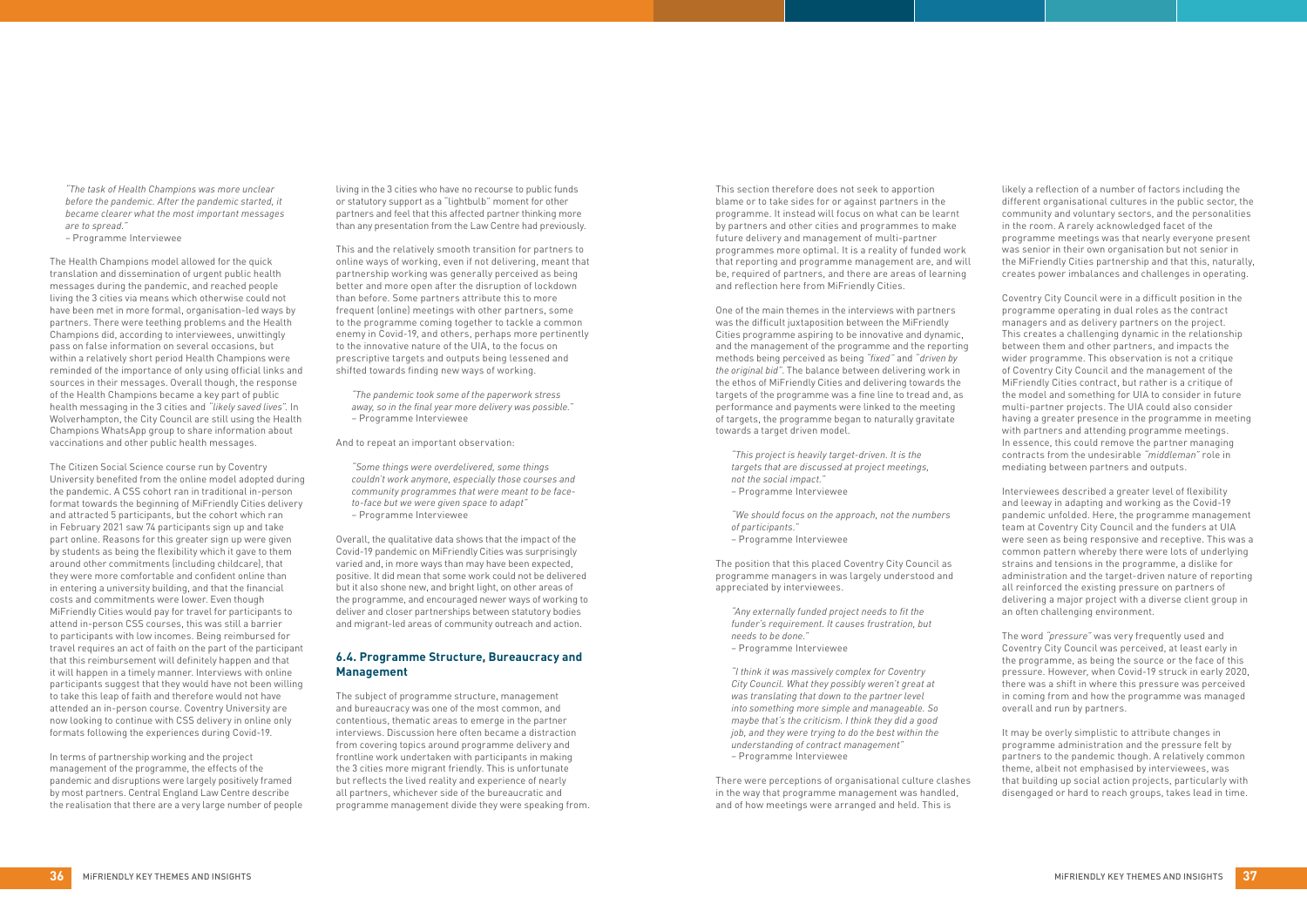*"The task of Health Champions was more unclear before the pandemic. After the pandemic started, it became clearer what the most important messages are to spread."*
– Programme Interviewee

The Health Champions model allowed for the quick translation and dissemination of urgent public health messages during the pandemic, and reached people living the 3 cities via means which otherwise could not have been met in more formal, organisation-led ways by partners. There were teething problems and the Health Champions did, according to interviewees, unwittingly pass on false information on several occasions, but within a relatively short period Health Champions were reminded of the importance of only using official links and sources in their messages. Overall though, the response of the Health Champions became a key part of public health messaging in the 3 cities and *"likely saved lives"*. In Wolverhampton, the City Council are still using the Health Champions WhatsApp group to share information about vaccinations and other public health messages.

The Citizen Social Science course run by Coventry University benefited from the online model adopted during the pandemic. A CSS cohort ran in traditional in-person format towards the beginning of MiFriendly Cities delivery and attracted 5 participants, but the cohort which ran in February 2021 saw 74 participants sign up and take part online. Reasons for this greater sign up were given by students as being the flexibility which it gave to them around other commitments (including childcare), that they were more comfortable and confident online than in entering a university building, and that the financial costs and commitments were lower. Even though MiFriendly Cities would pay for travel for participants to attend in-person CSS courses, this was still a barrier to participants with low incomes. Being reimbursed for travel requires an act of faith on the part of the participant that this reimbursement will definitely happen and that it will happen in a timely manner. Interviews with online participants suggest that they would have not been willing to take this leap of faith and therefore would not have attended an in-person course. Coventry University are now looking to continue with CSS delivery in online only formats following the experiences during Covid-19.

In terms of partnership working and the project management of the programme, the effects of the pandemic and disruptions were largely positively framed by most partners. Central England Law Centre describe the realisation that there are a very large number of people living in the 3 cities who have no recourse to public funds or statutory support as a "lightbulb" moment for other partners and feel that this affected partner thinking more than any presentation from the Law Centre had previously.

This and the relatively smooth transition for partners to online ways of working, even if not delivering, meant that partnership working was generally perceived as being better and more open after the disruption of lockdown than before. Some partners attribute this to more frequent (online) meetings with other partners, some to the programme coming together to tackle a common enemy in Covid-19, and others, perhaps more pertinently to the innovative nature of the UIA, to the focus on prescriptive targets and outputs being lessened and shifted towards finding new ways of working.

*"The pandemic took some of the paperwork stress away, so in the final year more delivery was possible."*
– Programme Interviewee

And to repeat an important observation:

*"Some things were overdelivered, some things couldn't work anymore, especially those courses and community programmes that were meant to be face-to-face but we were given space to adapt"*
– Programme Interviewee

Overall, the qualitative data shows that the impact of the Covid-19 pandemic on MiFriendly Cities was surprisingly varied and, in more ways than may have been expected, positive. It did mean that some work could not be delivered but it also shone new, and bright light, on other areas of the programme, and encouraged newer ways of working to deliver and closer partnerships between statutory bodies and migrant-led areas of community outreach and action.

### 6.4. Programme Structure, Bureaucracy and Management

The subject of programme structure, management and bureaucracy was one of the most common, and contentious, thematic areas to emerge in the partner interviews. Discussion here often became a distraction from covering topics around programme delivery and frontline work undertaken with participants in making the 3 cities more migrant friendly. This is unfortunate but reflects the lived reality and experience of nearly all partners, whichever side of the bureaucratic and programme management divide they were speaking from.

This section therefore does not seek to apportion blame or to take sides for or against partners in the programme. It instead will focus on what can be learnt by partners and other cities and programmes to make future delivery and management of multi-partner programmes more optimal. It is a reality of funded work that reporting and programme management are, and will be, required of partners, and there are areas of learning and reflection here from MiFriendly Cities.

One of the main themes in the interviews with partners was the difficult juxtaposition between the MiFriendly Cities programme aspiring to be innovative and dynamic, and the management of the programme and the reporting methods being perceived as being *"fixed"* and *"driven by the original bid"*. The balance between delivering work in the ethos of MiFriendly Cities and delivering towards the targets of the programme was a fine line to tread and, as performance and payments were linked to the meeting of targets, the programme began to naturally gravitate towards a target driven model.

*"This project is heavily target-driven. It is the targets that are discussed at project meetings, not the social impact."*
– Programme Interviewee

*"We should focus on the approach, not the numbers of participants."*
– Programme Interviewee

The position that this placed Coventry City Council as programme managers in was largely understood and appreciated by interviewees.

*"Any externally funded project needs to fit the funder's requirement. It causes frustration, but needs to be done."*
– Programme Interviewee

*"I think it was massively complex for Coventry City Council. What they possibly weren't great at was translating that down to the partner level into something more simple and manageable. So maybe that's the criticism. I think they did a good job, and they were trying to do the best within the understanding of contract management"*
– Programme Interviewee

There were perceptions of organisational culture clashes in the way that programme management was handled, and of how meetings were arranged and held. This is likely a reflection of a number of factors including the different organisational cultures in the public sector, the community and voluntary sectors, and the personalities in the room. A rarely acknowledged facet of the programme meetings was that nearly everyone present was senior in their own organisation but not senior in the MiFriendly Cities partnership and that this, naturally, creates power imbalances and challenges in operating.

Coventry City Council were in a difficult position in the programme operating in dual roles as the contract managers and as delivery partners on the project. This creates a challenging dynamic in the relationship between them and other partners, and impacts the wider programme. This observation is not a critique of Coventry City Council and the management of the MiFriendly Cities contract, but rather is a critique of the model and something for UIA to consider in future multi-partner projects. The UIA could also consider having a greater presence in the programme in meeting with partners and attending programme meetings. In essence, this could remove the partner managing contracts from the undesirable *"middleman"* role in mediating between partners and outputs.

Interviewees described a greater level of flexibility and leeway in adapting and working as the Covid-19 pandemic unfolded. Here, the programme management team at Coventry City Council and the funders at UIA were seen as being responsive and receptive. This was a common pattern whereby there was lots of underlying strains and tensions in the programme, a dislike for administration and the target-driven nature of reporting all reinforced the existing pressure on partners of delivering a major project with a diverse client group in an often challenging environment.

The word *"pressure"* was very frequently used and Coventry City Council was perceived, at least early in the programme, as being the source or the face of this pressure. However, when Covid-19 struck in early 2020, there was a shift in where this pressure was perceived in coming from and how the programme was managed overall and run by partners.

It may be overly simplistic to attribute changes in programme administration and the pressure felt by partners to the pandemic though. A relatively common theme, albeit not emphasised by interviewees, was that building up social action projects, particularly with disengaged or hard to reach groups, takes lead in time.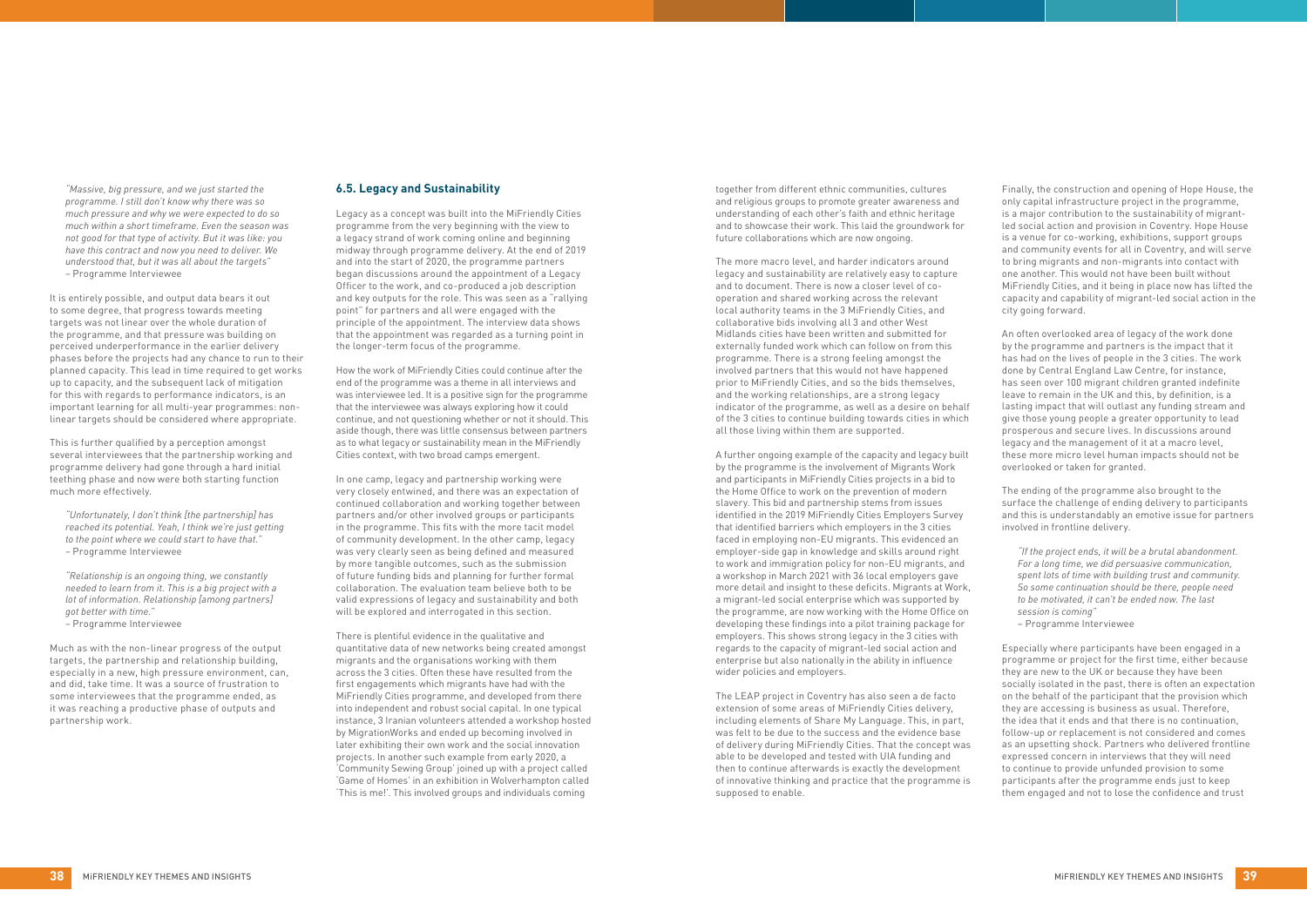*"Massive, big pressure, and we just started the programme. I still don't know why there was so much pressure and why we were expected to do so much within a short timeframe. Even the season was not good for that type of activity. But it was like: you have this contract and now you need to deliver. We understood that, but it was all about the targets"*
– Programme Interviewee

It is entirely possible, and output data bears it out to some degree, that progress towards meeting targets was not linear over the whole duration of the programme, and that pressure was building on perceived underperformance in the earlier delivery phases before the projects had any chance to run to their planned capacity. This lead in time required to get works up to capacity, and the subsequent lack of mitigation for this with regards to performance indicators, is an important learning for all multi-year programmes: non-linear targets should be considered where appropriate.

This is further qualified by a perception amongst several interviewees that the partnership working and programme delivery had gone through a hard initial teething phase and now were both starting function much more effectively.

*"Unfortunately, I don't think [the partnership] has reached its potential. Yeah, I think we're just getting to the point where we could start to have that."*
– Programme Interviewee

*"Relationship is an ongoing thing, we constantly needed to learn from it. This is a big project with a lot of information. Relationship [among partners] got better with time."*
– Programme Interviewee

Much as with the non-linear progress of the output targets, the partnership and relationship building, especially in a new, high pressure environment, can, and did, take time. It was a source of frustration to some interviewees that the programme ended, as it was reaching a productive phase of outputs and partnership work.

### 6.5. Legacy and Sustainability

Legacy as a concept was built into the MiFriendly Cities programme from the very beginning with the view to a legacy strand of work coming online and beginning midway through programme delivery. At the end of 2019 and into the start of 2020, the programme partners began discussions around the appointment of a Legacy Officer to the work, and co-produced a job description and key outputs for the role. This was seen as a "rallying point" for partners and all were engaged with the principle of the appointment. The interview data shows that the appointment was regarded as a turning point in the longer-term focus of the programme.

How the work of MiFriendly Cities could continue after the end of the programme was a theme in all interviews and was interviewee led. It is a positive sign for the programme that the interviewee was always exploring how it could continue, and not questioning whether or not it should. This aside though, there was little consensus between partners as to what legacy or sustainability mean in the MiFriendly Cities context, with two broad camps emergent.

In one camp, legacy and partnership working were very closely entwined, and there was an expectation of continued collaboration and working together between partners and/or other involved groups or participants in the programme. This fits with the more tacit model of community development. In the other camp, legacy was very clearly seen as being defined and measured by more tangible outcomes, such as the submission of future funding bids and planning for further formal collaboration. The evaluation team believe both to be valid expressions of legacy and sustainability and both will be explored and interrogated in this section.

There is plentiful evidence in the qualitative and quantitative data of new networks being created amongst migrants and the organisations working with them across the 3 cities. Often these have resulted from the first engagements which migrants have had with the MiFriendly Cities programme, and developed from there into independent and robust social capital. In one typical instance, 3 Iranian volunteers attended a workshop hosted by MigrationWorks and ended up becoming involved in later exhibiting their own work and the social innovation projects. In another such example from early 2020, a 'Community Sewing Group' joined up with a project called 'Game of Homes' in an exhibition in Wolverhampton called 'This is me!'. This involved groups and individuals coming together from different ethnic communities, cultures and religious groups to promote greater awareness and understanding of each other's faith and ethnic heritage and to showcase their work. This laid the groundwork for future collaborations which are now ongoing.

The more macro level, and harder indicators around legacy and sustainability are relatively easy to capture and to document. There is now a closer level of co-operation and shared working across the relevant local authority teams in the 3 MiFriendly Cities, and collaborative bids involving all 3 and other West Midlands cities have been written and submitted for externally funded work which can follow on from this programme. There is a strong feeling amongst the involved partners that this would not have happened prior to MiFriendly Cities, and so the bids themselves, and the working relationships, are a strong legacy indicator of the programme, as well as a desire on behalf of the 3 cities to continue building towards cities in which all those living within them are supported.

A further ongoing example of the capacity and legacy built by the programme is the involvement of Migrants Work and participants in MiFriendly Cities projects in a bid to the Home Office to work on the prevention of modern slavery. This bid and partnership stems from issues identified in the 2019 MiFriendly Cities Employers Survey that identified barriers which employers in the 3 cities faced in employing non-EU migrants. This evidenced an employer-side gap in knowledge and skills around right to work and immigration policy for non-EU migrants, and a workshop in March 2021 with 36 local employers gave more detail and insight to these deficits. Migrants at Work, a migrant-led social enterprise which was supported by the programme, are now working with the Home Office on developing these findings into a pilot training package for employers. This shows strong legacy in the 3 cities with regards to the capacity of migrant-led social action and enterprise but also nationally in the ability in influence wider policies and employers.

The LEAP project in Coventry has also seen a de facto extension of some areas of MiFriendly Cities delivery, including elements of Share My Language. This, in part, was felt to be due to the success and the evidence base of delivery during MiFriendly Cities. That the concept was able to be developed and tested with UIA funding and then to continue afterwards is exactly the development of innovative thinking and practice that the programme is supposed to enable.

Finally, the construction and opening of Hope House, the only capital infrastructure project in the programme, is a major contribution to the sustainability of migrant-led social action and provision in Coventry. Hope House is a venue for co-working, exhibitions, support groups and community events for all in Coventry, and will serve to bring migrants and non-migrants into contact with one another. This would not have been built without MiFriendly Cities, and it being in place now has lifted the capacity and capability of migrant-led social action in the city going forward.

An often overlooked area of legacy of the work done by the programme and partners is the impact that it has had on the lives of people in the 3 cities. The work done by Central England Law Centre, for instance, has seen over 100 migrant children granted indefinite leave to remain in the UK and this, by definition, is a lasting impact that will outlast any funding stream and give those young people a greater opportunity to lead prosperous and secure lives. In discussions around legacy and the management of it at a macro level, these more micro level human impacts should not be overlooked or taken for granted.

The ending of the programme also brought to the surface the challenge of ending delivery to participants and this is understandably an emotive issue for partners involved in frontline delivery.

*"If the project ends, it will be a brutal abandonment. For a long time, we did persuasive communication, spent lots of time with building trust and community. So some continuation should be there, people need to be motivated, it can't be ended now. The last session is coming"*
– Programme Interviewee

Especially where participants have been engaged in a programme or project for the first time, either because they are new to the UK or because they have been socially isolated in the past, there is often an expectation on the behalf of the participant that the provision which they are accessing is business as usual. Therefore, the idea that it ends and that there is no continuation, follow-up or replacement is not considered and comes as an upsetting shock. Partners who delivered frontline expressed concern in interviews that they will need to continue to provide unfunded provision to some participants after the programme ends just to keep them engaged and not to lose the confidence and trust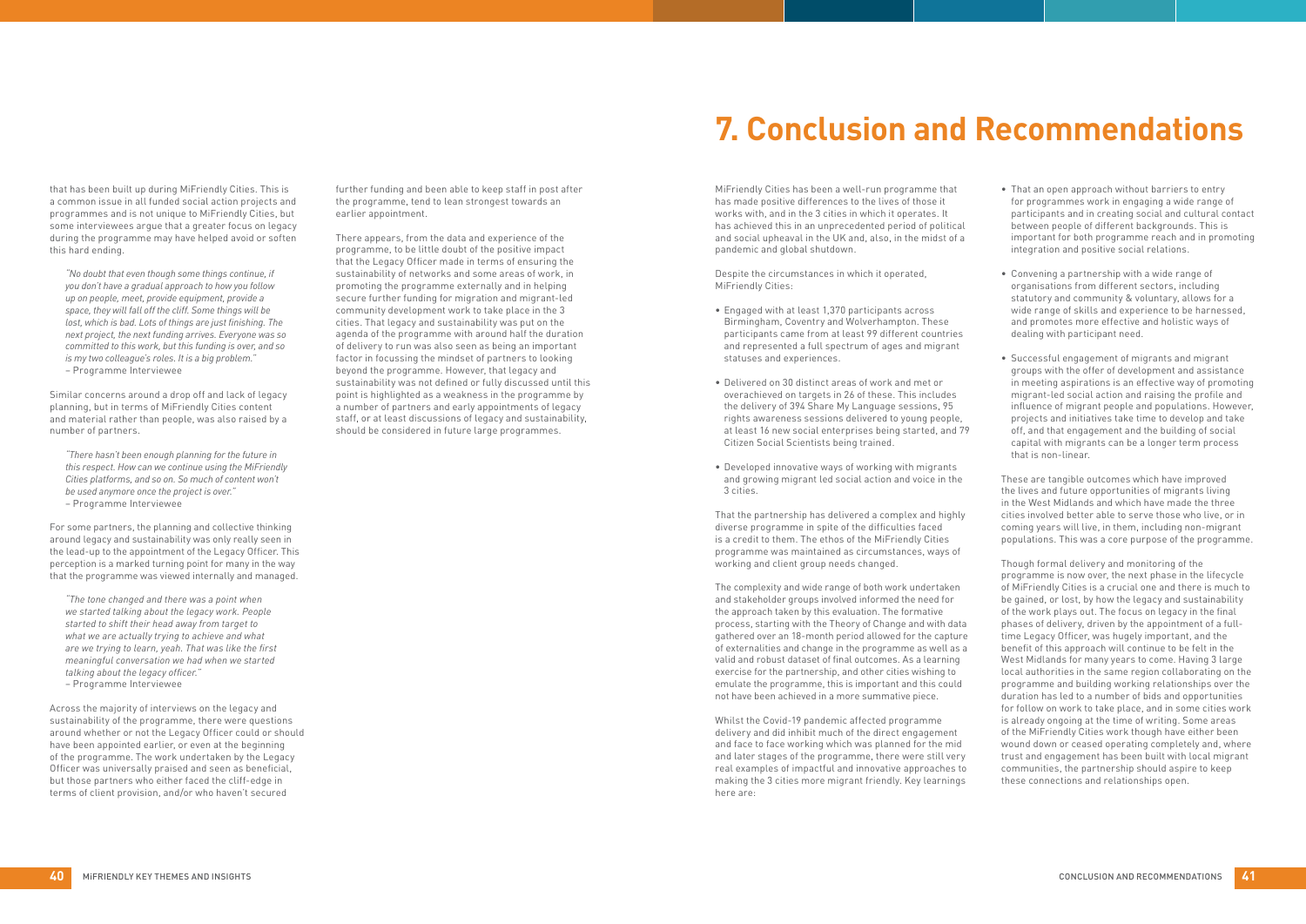that has been built up during MiFriendly Cities. This is a common issue in all funded social action projects and programmes and is not unique to MiFriendly Cities, but some interviewees argue that a greater focus on legacy during the programme may have helped avoid or soften this hard ending.

> *"No doubt that even though some things continue, if you don't have a gradual approach to how you follow up on people, meet, provide equipment, provide a space, they will fall off the cliff. Some things will be lost, which is bad. Lots of things are just finishing. The next project, the next funding arrives. Everyone was so committed to this work, but this funding is over, and so is my two colleague's roles. It is a big problem."*
> – Programme Interviewee

Similar concerns around a drop off and lack of legacy planning, but in terms of MiFriendly Cities content and material rather than people, was also raised by a number of partners.

> *"There hasn't been enough planning for the future in this respect. How can we continue using the MiFriendly Cities platforms, and so on. So much of content won't be used anymore once the project is over."*
> – Programme Interviewee

For some partners, the planning and collective thinking around legacy and sustainability was only really seen in the lead-up to the appointment of the Legacy Officer. This perception is a marked turning point for many in the way that the programme was viewed internally and managed.

> *"The tone changed and there was a point when we started talking about the legacy work. People started to shift their head away from target to what we are actually trying to achieve and what are we trying to learn, yeah. That was like the first meaningful conversation we had when we started talking about the legacy officer."*
> – Programme Interviewee

Across the majority of interviews on the legacy and sustainability of the programme, there were questions around whether or not the Legacy Officer could or should have been appointed earlier, or even at the beginning of the programme. The work undertaken by the Legacy Officer was universally praised and seen as beneficial, but those partners who either faced the cliff-edge in terms of client provision, and/or who haven't secured further funding and been able to keep staff in post after the programme, tend to lean strongest towards an earlier appointment.

There appears, from the data and experience of the programme, to be little doubt of the positive impact that the Legacy Officer made in terms of ensuring the sustainability of networks and some areas of work, in promoting the programme externally and in helping secure further funding for migration and migrant-led community development work to take place in the 3 cities. That legacy and sustainability was put on the agenda of the programme with around half the duration of delivery to run was also seen as being an important factor in focussing the mindset of partners to looking beyond the programme. However, that legacy and sustainability was not defined or fully discussed until this point is highlighted as a weakness in the programme by a number of partners and early appointments of legacy staff, or at least discussions of legacy and sustainability, should be considered in future large programmes.

# 7. Conclusion and Recommendations

MiFriendly Cities has been a well-run programme that has made positive differences to the lives of those it works with, and in the 3 cities in which it operates. It has achieved this in an unprecedented period of political and social upheaval in the UK and, also, in the midst of a pandemic and global shutdown.

Despite the circumstances in which it operated, MiFriendly Cities:

- Engaged with at least 1,370 participants across Birmingham, Coventry and Wolverhampton. These participants came from at least 99 different countries and represented a full spectrum of ages and migrant statuses and experiences.
- Delivered on 30 distinct areas of work and met or overachieved on targets in 26 of these. This includes the delivery of 394 Share My Language sessions, 95 rights awareness sessions delivered to young people, at least 16 new social enterprises being started, and 79 Citizen Social Scientists being trained.
- Developed innovative ways of working with migrants and growing migrant led social action and voice in the 3 cities.

That the partnership has delivered a complex and highly diverse programme in spite of the difficulties faced is a credit to them. The ethos of the MiFriendly Cities programme was maintained as circumstances, ways of working and client group needs changed.

The complexity and wide range of both work undertaken and stakeholder groups involved informed the need for the approach taken by this evaluation. The formative process, starting with the Theory of Change and with data gathered over an 18-month period allowed for the capture of externalities and change in the programme as well as a valid and robust dataset of final outcomes. As a learning exercise for the partnership, and other cities wishing to emulate the programme, this is important and this could not have been achieved in a more summative piece.

Whilst the Covid-19 pandemic affected programme delivery and did inhibit much of the direct engagement and face to face working which was planned for the mid and later stages of the programme, there were still very real examples of impactful and innovative approaches to making the 3 cities more migrant friendly. Key learnings here are:

- That an open approach without barriers to entry for programmes work in engaging a wide range of participants and in creating social and cultural contact between people of different backgrounds. This is important for both programme reach and in promoting integration and positive social relations.
- Convening a partnership with a wide range of organisations from different sectors, including statutory and community & voluntary, allows for a wide range of skills and experience to be harnessed, and promotes more effective and holistic ways of dealing with participant need.
- Successful engagement of migrants and migrant groups with the offer of development and assistance in meeting aspirations is an effective way of promoting migrant-led social action and raising the profile and influence of migrant people and populations. However, projects and initiatives take time to develop and take off, and that engagement and the building of social capital with migrants can be a longer term process that is non-linear.

These are tangible outcomes which have improved the lives and future opportunities of migrants living in the West Midlands and which have made the three cities involved better able to serve those who live, or in coming years will live, in them, including non-migrant populations. This was a core purpose of the programme.

Though formal delivery and monitoring of the programme is now over, the next phase in the lifecycle of MiFriendly Cities is a crucial one and there is much to be gained, or lost, by how the legacy and sustainability of the work plays out. The focus on legacy in the final phases of delivery, driven by the appointment of a full-time Legacy Officer, was hugely important, and the benefit of this approach will continue to be felt in the West Midlands for many years to come. Having 3 large local authorities in the same region collaborating on the programme and building working relationships over the duration has led to a number of bids and opportunities for follow on work to take place, and in some cities work is already ongoing at the time of writing. Some areas of the MiFriendly Cities work though have either been wound down or ceased operating completely and, where trust and engagement has been built with local migrant communities, the partnership should aspire to keep these connections and relationships open.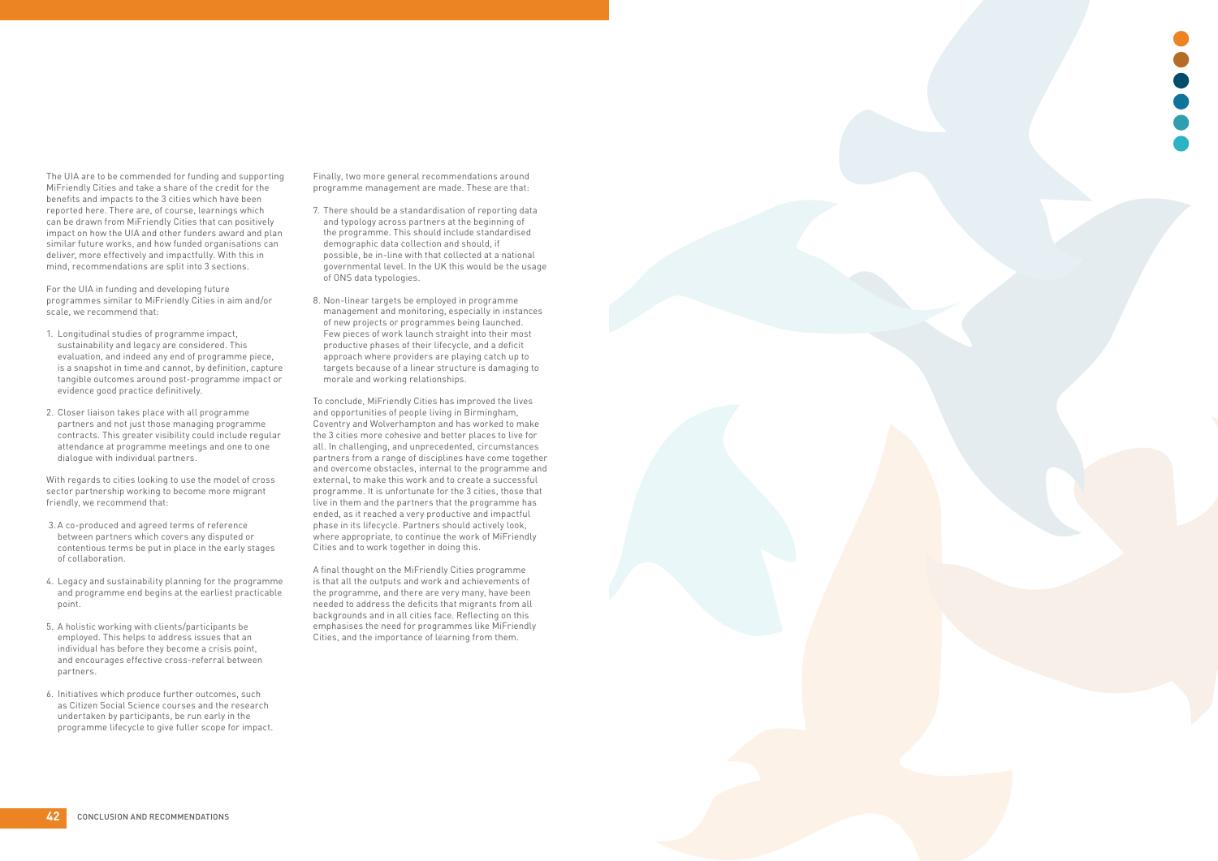The UIA are to be commended for funding and supporting MiFriendly Cities and take a share of the credit for the benefits and impacts to the 3 cities which have been reported here. There are, of course, learnings which can be drawn from MiFriendly Cities that can positively impact on how the UIA and other funders award and plan similar future works, and how funded organisations can deliver, more effectively and impactfully. With this in mind, recommendations are split into 3 sections.

For the UIA in funding and developing future programmes similar to MiFriendly Cities in aim and/or scale, we recommend that:

1. Longitudinal studies of programme impact, sustainability and legacy are considered. This evaluation, and indeed any end of programme piece, is a snapshot in time and cannot, by definition, capture tangible outcomes around post-programme impact or evidence good practice definitively.

2. Closer liaison takes place with all programme partners and not just those managing programme contracts. This greater visibility could include regular attendance at programme meetings and one to one dialogue with individual partners.

With regards to cities looking to use the model of cross sector partnership working to become more migrant friendly, we recommend that:

3. A co-produced and agreed terms of reference between partners which covers any disputed or contentious terms be put in place in the early stages of collaboration.

4. Legacy and sustainability planning for the programme and programme end begins at the earliest practicable point.

5. A holistic working with clients/participants be employed. This helps to address issues that an individual has before they become a crisis point, and encourages effective cross-referral between partners.

6. Initiatives which produce further outcomes, such as Citizen Social Science courses and the research undertaken by participants, be run early in the programme lifecycle to give fuller scope for impact.

Finally, two more general recommendations around programme management are made. These are that:

7. There should be a standardisation of reporting data and typology across partners at the beginning of the programme. This should include standardised demographic data collection and should, if possible, be in-line with that collected at a national governmental level. In the UK this would be the usage of ONS data typologies.

8. Non-linear targets be employed in programme management and monitoring, especially in instances of new projects or programmes being launched. Few pieces of work launch straight into their most productive phases of their lifecycle, and a deficit approach where providers are playing catch up to targets because of a linear structure is damaging to morale and working relationships.

To conclude, MiFriendly Cities has improved the lives and opportunities of people living in Birmingham, Coventry and Wolverhampton and has worked to make the 3 cities more cohesive and better places to live for all. In challenging, and unprecedented, circumstances partners from a range of disciplines have come together and overcome obstacles, internal to the programme and external, to make this work and to create a successful programme. It is unfortunate for the 3 cities, those that live in them and the partners that the programme has ended, as it reached a very productive and impactful phase in its lifecycle. Partners should actively look, where appropriate, to continue the work of MiFriendly Cities and to work together in doing this.

A final thought on the MiFriendly Cities programme is that all the outputs and work and achievements of the programme, and there are very many, have been needed to address the deficits that migrants from all backgrounds and in all cities face. Reflecting on this emphasises the need for programmes like MiFriendly Cities, and the importance of learning from them.